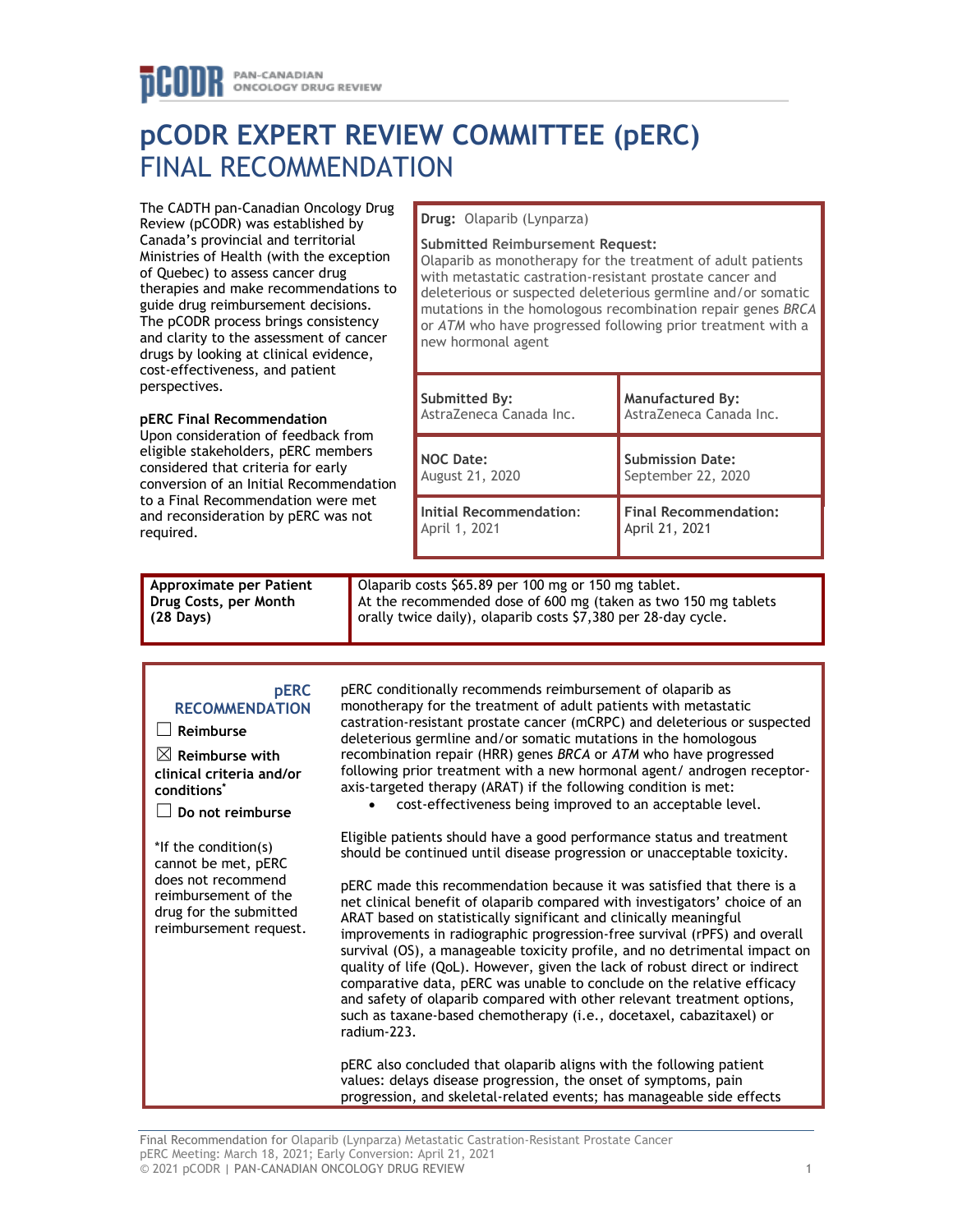# pCODR EXPERT REVIEW COMMITTEE (pERC) FINAL RECOMMENDATION

The CADTH pan-Canadian Oncology Drug Review (pCODR) was established by Canada's provincial and territorial Ministries of Health (with the exception of Quebec) to assess cancer drug therapies and make recommendations to guide drug reimbursement decisions. The pCODR process brings consistency and clarity to the assessment of cancer drugs by looking at clinical evidence, cost-effectiveness, and patient perspectives.

**pERC Final Recommendation**
Upon consideration of feedback from eligible stakeholders, pERC members considered that criteria for early conversion of an Initial Recommendation to a Final Recommendation were met and reconsideration by pERC was not required.

**Drug:** Olaparib (Lynparza)

**Submitted Reimbursement Request:**
Olaparib as monotherapy for the treatment of adult patients with metastatic castration-resistant prostate cancer and deleterious or suspected deleterious germline and/or somatic mutations in the homologous recombination repair genes *BRCA* or *ATM* who have progressed following prior treatment with a new hormonal agent

| **Submitted By:** AstraZeneca Canada Inc. | **Manufactured By:** AstraZeneca Canada Inc. |
|---|---|
| **NOC Date:** August 21, 2020 | **Submission Date:** September 22, 2020 |
| **Initial Recommendation:** April 1, 2021 | **Final Recommendation:** April 21, 2021 |

| **Approximate per Patient Drug Costs, per Month (28 Days)** | Olaparib costs $65.89 per 100 mg or 150 mg tablet. At the recommended dose of 600 mg (taken as two 150 mg tablets orally twice daily), olaparib costs $7,380 per 28-day cycle. |
|---|---|

**pERC RECOMMENDATION**

☐ Reimburse

☒ Reimburse with clinical criteria and/or conditions*

☐ Do not reimburse

*If the condition(s) cannot be met, pERC does not recommend reimbursement of the drug for the submitted reimbursement request.

pERC conditionally recommends reimbursement of olaparib as monotherapy for the treatment of adult patients with metastatic castration-resistant prostate cancer (mCRPC) and deleterious or suspected deleterious germline and/or somatic mutations in the homologous recombination repair (HRR) genes *BRCA* or *ATM* who have progressed following prior treatment with a new hormonal agent/ androgen receptor-axis-targeted therapy (ARAT) if the following condition is met:

- cost-effectiveness being improved to an acceptable level.

Eligible patients should have a good performance status and treatment should be continued until disease progression or unacceptable toxicity.

pERC made this recommendation because it was satisfied that there is a net clinical benefit of olaparib compared with investigators' choice of an ARAT based on statistically significant and clinically meaningful improvements in radiographic progression-free survival (rPFS) and overall survival (OS), a manageable toxicity profile, and no detrimental impact on quality of life (QoL). However, given the lack of robust direct or indirect comparative data, pERC was unable to conclude on the relative efficacy and safety of olaparib compared with other relevant treatment options, such as taxane-based chemotherapy (i.e., docetaxel, cabazitaxel) or radium-223.

pERC also concluded that olaparib aligns with the following patient values: delays disease progression, the onset of symptoms, pain progression, and skeletal-related events; has manageable side effects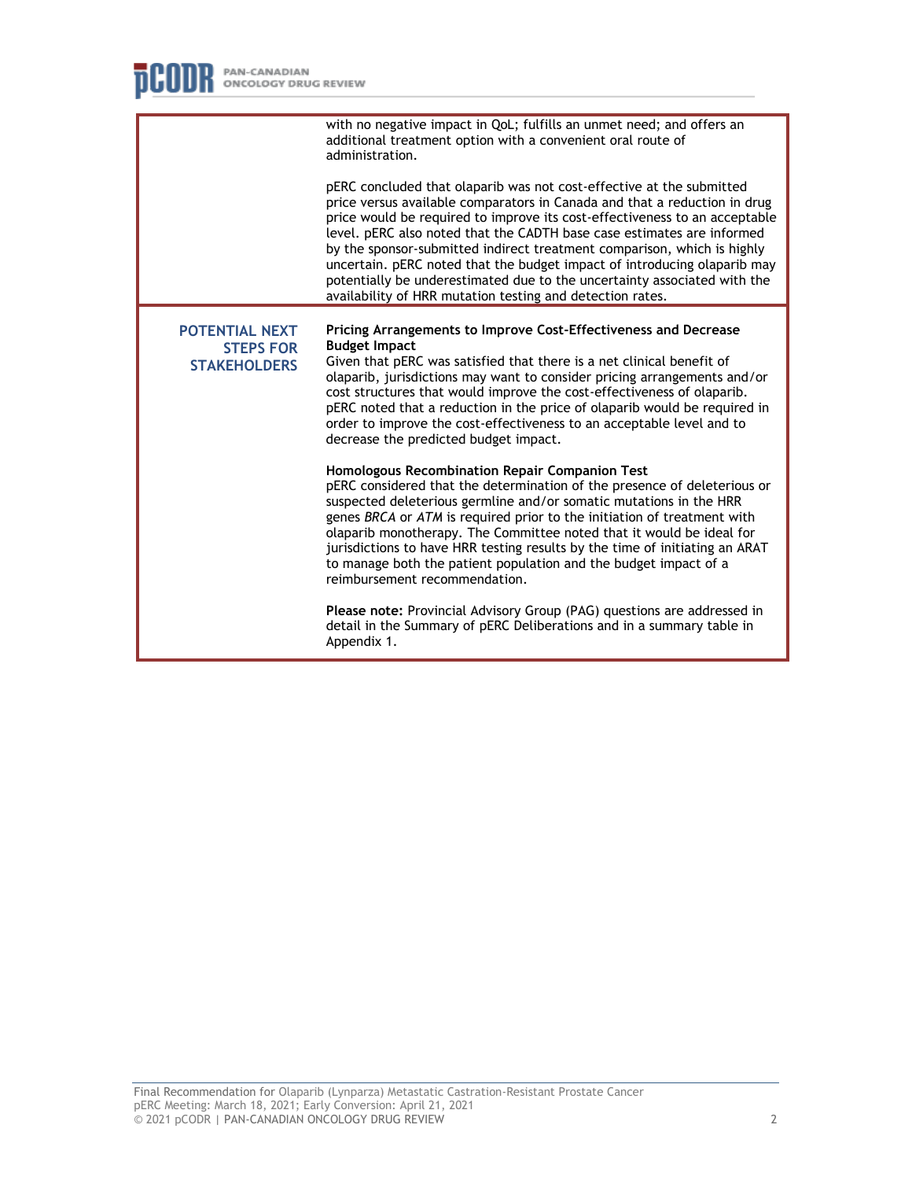| | |
|---|---|
| | with no negative impact in QoL; fulfills an unmet need; and offers an additional treatment option with a convenient oral route of administration.<br><br>pERC concluded that olaparib was not cost-effective at the submitted price versus available comparators in Canada and that a reduction in drug price would be required to improve its cost-effectiveness to an acceptable level. pERC also noted that the CADTH base case estimates are informed by the sponsor-submitted indirect treatment comparison, which is highly uncertain. pERC noted that the budget impact of introducing olaparib may potentially be underestimated due to the uncertainty associated with the availability of HRR mutation testing and detection rates. |
| **POTENTIAL NEXT STEPS FOR STAKEHOLDERS** | **Pricing Arrangements to Improve Cost-Effectiveness and Decrease Budget Impact**<br>Given that pERC was satisfied that there is a net clinical benefit of olaparib, jurisdictions may want to consider pricing arrangements and/or cost structures that would improve the cost-effectiveness of olaparib. pERC noted that a reduction in the price of olaparib would be required in order to improve the cost-effectiveness to an acceptable level and to decrease the predicted budget impact.<br><br>**Homologous Recombination Repair Companion Test**<br>pERC considered that the determination of the presence of deleterious or suspected deleterious germline and/or somatic mutations in the HRR genes *BRCA* or *ATM* is required prior to the initiation of treatment with olaparib monotherapy. The Committee noted that it would be ideal for jurisdictions to have HRR testing results by the time of initiating an ARAT to manage both the patient population and the budget impact of a reimbursement recommendation.<br><br>**Please note:** Provincial Advisory Group (PAG) questions are addressed in detail in the Summary of pERC Deliberations and in a summary table in Appendix 1. |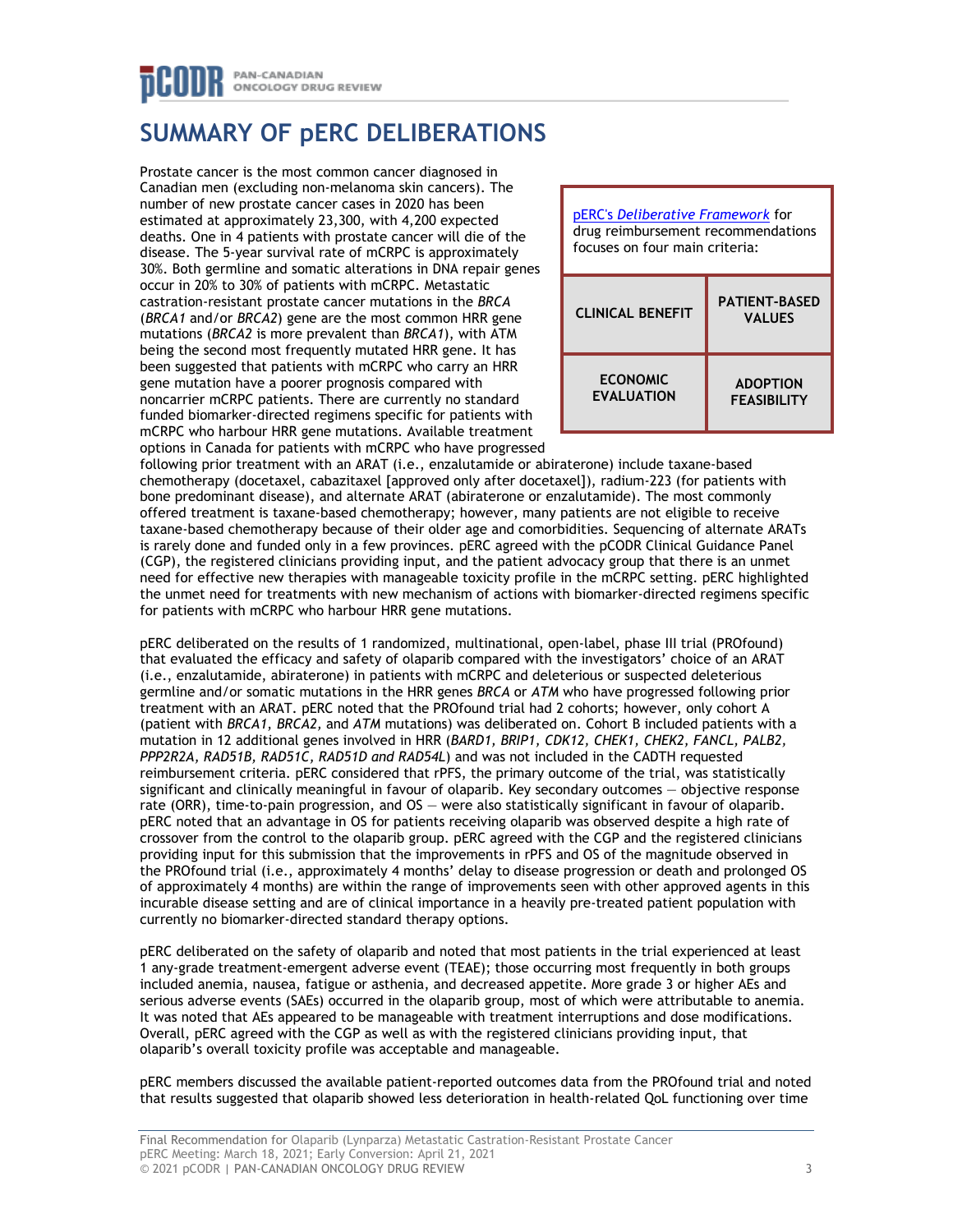# SUMMARY OF pERC DELIBERATIONS

| pERC's *Deliberative Framework* for drug reimbursement recommendations focuses on four main criteria: | |
|---|---|
| **CLINICAL BENEFIT** | **PATIENT-BASED VALUES** |
| **ECONOMIC EVALUATION** | **ADOPTION FEASIBILITY** |

Prostate cancer is the most common cancer diagnosed in Canadian men (excluding non-melanoma skin cancers). The number of new prostate cancer cases in 2020 has been estimated at approximately 23,300, with 4,200 expected deaths. One in 4 patients with prostate cancer will die of the disease. The 5-year survival rate of mCRPC is approximately 30%. Both germline and somatic alterations in DNA repair genes occur in 20% to 30% of patients with mCRPC. Metastatic castration-resistant prostate cancer mutations in the *BRCA* (*BRCA1* and/or *BRCA2*) gene are the most common HRR gene mutations (*BRCA2* is more prevalent than *BRCA1*), with ATM being the second most frequently mutated HRR gene. It has been suggested that patients with mCRPC who carry an HRR gene mutation have a poorer prognosis compared with noncarrier mCRPC patients. There are currently no standard funded biomarker-directed regimens specific for patients with mCRPC who harbour HRR gene mutations. Available treatment options in Canada for patients with mCRPC who have progressed following prior treatment with an ARAT (i.e., enzalutamide or abiraterone) include taxane-based chemotherapy (docetaxel, cabazitaxel [approved only after docetaxel]), radium-223 (for patients with bone predominant disease), and alternate ARAT (abiraterone or enzalutamide). The most commonly offered treatment is taxane-based chemotherapy; however, many patients are not eligible to receive taxane-based chemotherapy because of their older age and comorbidities. Sequencing of alternate ARATs is rarely done and funded only in a few provinces. pERC agreed with the pCODR Clinical Guidance Panel (CGP), the registered clinicians providing input, and the patient advocacy group that there is an unmet need for effective new therapies with manageable toxicity profile in the mCRPC setting. pERC highlighted the unmet need for treatments with new mechanism of actions with biomarker-directed regimens specific for patients with mCRPC who harbour HRR gene mutations.

pERC deliberated on the results of 1 randomized, multinational, open-label, phase III trial (PROfound) that evaluated the efficacy and safety of olaparib compared with the investigators' choice of an ARAT (i.e., enzalutamide, abiraterone) in patients with mCRPC and deleterious or suspected deleterious germline and/or somatic mutations in the HRR genes *BRCA* or *ATM* who have progressed following prior treatment with an ARAT. pERC noted that the PROfound trial had 2 cohorts; however, only cohort A (patient with *BRCA1*, *BRCA2*, and *ATM* mutations) was deliberated on. Cohort B included patients with a mutation in 12 additional genes involved in HRR (*BARD1, BRIP1, CDK12, CHEK1, CHEK2, FANCL, PALB2, PPP2R2A, RAD51B, RAD51C, RAD51D and RAD54L*) and was not included in the CADTH requested reimbursement criteria. pERC considered that rPFS, the primary outcome of the trial, was statistically significant and clinically meaningful in favour of olaparib. Key secondary outcomes — objective response rate (ORR), time-to-pain progression, and OS — were also statistically significant in favour of olaparib. pERC noted that an advantage in OS for patients receiving olaparib was observed despite a high rate of crossover from the control to the olaparib group. pERC agreed with the CGP and the registered clinicians providing input for this submission that the improvements in rPFS and OS of the magnitude observed in the PROfound trial (i.e., approximately 4 months' delay to disease progression or death and prolonged OS of approximately 4 months) are within the range of improvements seen with other approved agents in this incurable disease setting and are of clinical importance in a heavily pre-treated patient population with currently no biomarker-directed standard therapy options.

pERC deliberated on the safety of olaparib and noted that most patients in the trial experienced at least 1 any-grade treatment-emergent adverse event (TEAE); those occurring most frequently in both groups included anemia, nausea, fatigue or asthenia, and decreased appetite. More grade 3 or higher AEs and serious adverse events (SAEs) occurred in the olaparib group, most of which were attributable to anemia. It was noted that AEs appeared to be manageable with treatment interruptions and dose modifications. Overall, pERC agreed with the CGP as well as with the registered clinicians providing input, that olaparib's overall toxicity profile was acceptable and manageable.

pERC members discussed the available patient-reported outcomes data from the PROfound trial and noted that results suggested that olaparib showed less deterioration in health-related QoL functioning over time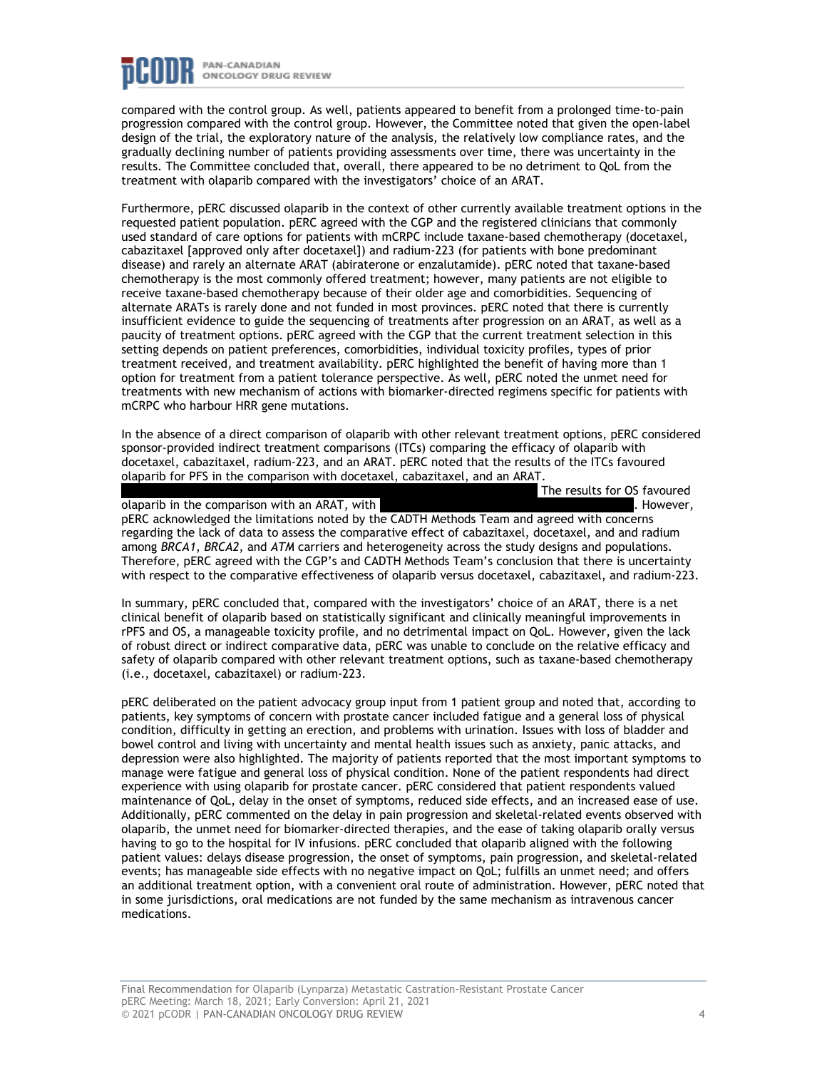compared with the control group. As well, patients appeared to benefit from a prolonged time-to-pain progression compared with the control group. However, the Committee noted that given the open-label design of the trial, the exploratory nature of the analysis, the relatively low compliance rates, and the gradually declining number of patients providing assessments over time, there was uncertainty in the results. The Committee concluded that, overall, there appeared to be no detriment to QoL from the treatment with olaparib compared with the investigators' choice of an ARAT.

Furthermore, pERC discussed olaparib in the context of other currently available treatment options in the requested patient population. pERC agreed with the CGP and the registered clinicians that commonly used standard of care options for patients with mCRPC include taxane-based chemotherapy (docetaxel, cabazitaxel [approved only after docetaxel]) and radium-223 (for patients with bone predominant disease) and rarely an alternate ARAT (abiraterone or enzalutamide). pERC noted that taxane-based chemotherapy is the most commonly offered treatment; however, many patients are not eligible to receive taxane-based chemotherapy because of their older age and comorbidities. Sequencing of alternate ARATs is rarely done and not funded in most provinces. pERC noted that there is currently insufficient evidence to guide the sequencing of treatments after progression on an ARAT, as well as a paucity of treatment options. pERC agreed with the CGP that the current treatment selection in this setting depends on patient preferences, comorbidities, individual toxicity profiles, types of prior treatment received, and treatment availability. pERC highlighted the benefit of having more than 1 option for treatment from a patient tolerance perspective. As well, pERC noted the unmet need for treatments with new mechanism of actions with biomarker-directed regimens specific for patients with mCRPC who harbour HRR gene mutations.

In the absence of a direct comparison of olaparib with other relevant treatment options, pERC considered sponsor-provided indirect treatment comparisons (ITCs) comparing the efficacy of olaparib with docetaxel, cabazitaxel, radium-223, and an ARAT. pERC noted that the results of the ITCs favoured olaparib for PFS in the comparison with docetaxel, cabazitaxel, and an ARAT. [redacted] The results for OS favoured olaparib in the comparison with an ARAT, with [redacted]. However, pERC acknowledged the limitations noted by the CADTH Methods Team and agreed with concerns regarding the lack of data to assess the comparative effect of cabazitaxel, docetaxel, and and radium among *BRCA1*, *BRCA2*, and *ATM* carriers and heterogeneity across the study designs and populations. Therefore, pERC agreed with the CGP's and CADTH Methods Team's conclusion that there is uncertainty with respect to the comparative effectiveness of olaparib versus docetaxel, cabazitaxel, and radium-223.

In summary, pERC concluded that, compared with the investigators' choice of an ARAT, there is a net clinical benefit of olaparib based on statistically significant and clinically meaningful improvements in rPFS and OS, a manageable toxicity profile, and no detrimental impact on QoL. However, given the lack of robust direct or indirect comparative data, pERC was unable to conclude on the relative efficacy and safety of olaparib compared with other relevant treatment options, such as taxane-based chemotherapy (i.e., docetaxel, cabazitaxel) or radium-223.

pERC deliberated on the patient advocacy group input from 1 patient group and noted that, according to patients, key symptoms of concern with prostate cancer included fatigue and a general loss of physical condition, difficulty in getting an erection, and problems with urination. Issues with loss of bladder and bowel control and living with uncertainty and mental health issues such as anxiety, panic attacks, and depression were also highlighted. The majority of patients reported that the most important symptoms to manage were fatigue and general loss of physical condition. None of the patient respondents had direct experience with using olaparib for prostate cancer. pERC considered that patient respondents valued maintenance of QoL, delay in the onset of symptoms, reduced side effects, and an increased ease of use. Additionally, pERC commented on the delay in pain progression and skeletal-related events observed with olaparib, the unmet need for biomarker-directed therapies, and the ease of taking olaparib orally versus having to go to the hospital for IV infusions. pERC concluded that olaparib aligned with the following patient values: delays disease progression, the onset of symptoms, pain progression, and skeletal-related events; has manageable side effects with no negative impact on QoL; fulfills an unmet need; and offers an additional treatment option, with a convenient oral route of administration. However, pERC noted that in some jurisdictions, oral medications are not funded by the same mechanism as intravenous cancer medications.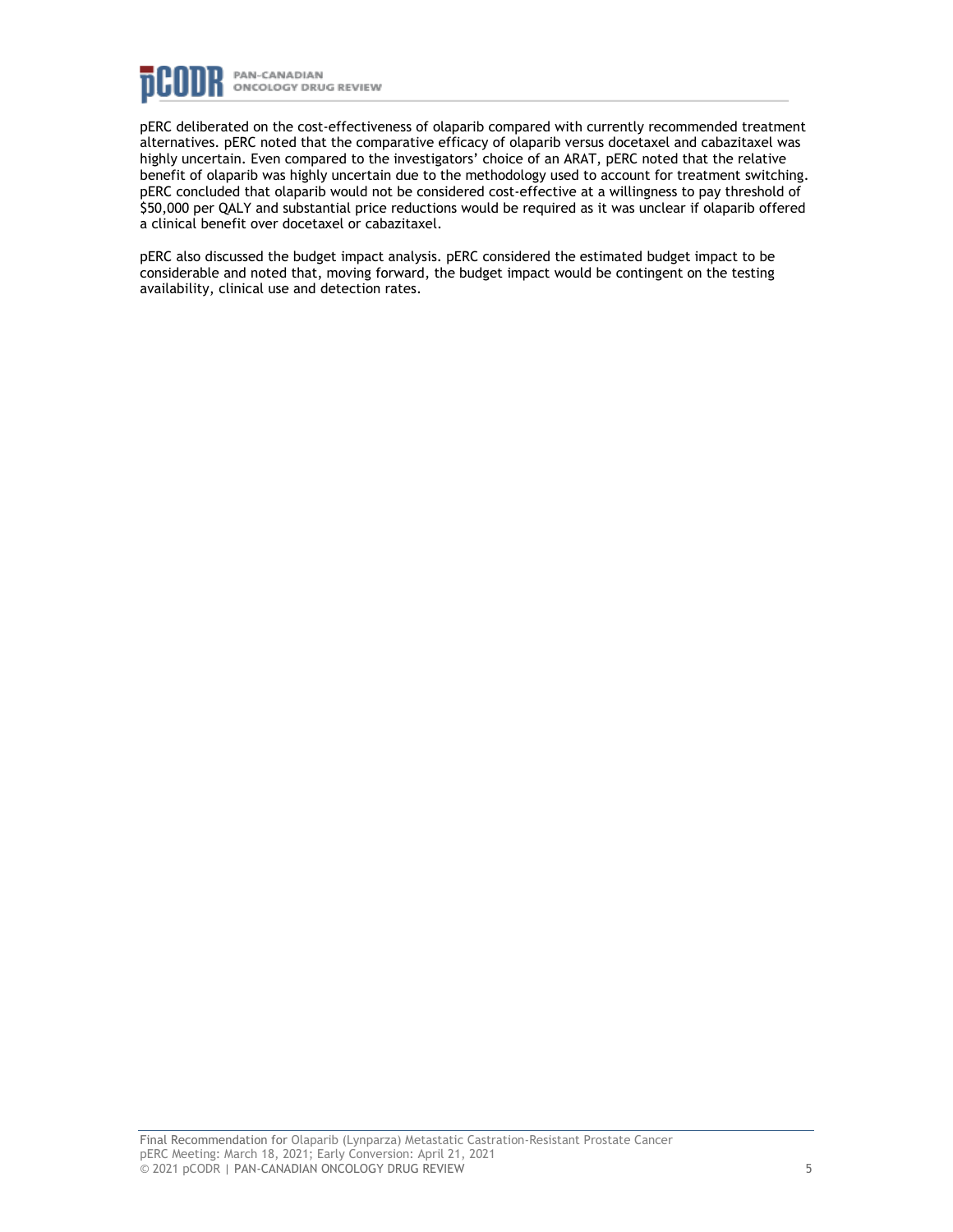pERC deliberated on the cost-effectiveness of olaparib compared with currently recommended treatment alternatives. pERC noted that the comparative efficacy of olaparib versus docetaxel and cabazitaxel was highly uncertain. Even compared to the investigators' choice of an ARAT, pERC noted that the relative benefit of olaparib was highly uncertain due to the methodology used to account for treatment switching. pERC concluded that olaparib would not be considered cost-effective at a willingness to pay threshold of $50,000 per QALY and substantial price reductions would be required as it was unclear if olaparib offered a clinical benefit over docetaxel or cabazitaxel.

pERC also discussed the budget impact analysis. pERC considered the estimated budget impact to be considerable and noted that, moving forward, the budget impact would be contingent on the testing availability, clinical use and detection rates.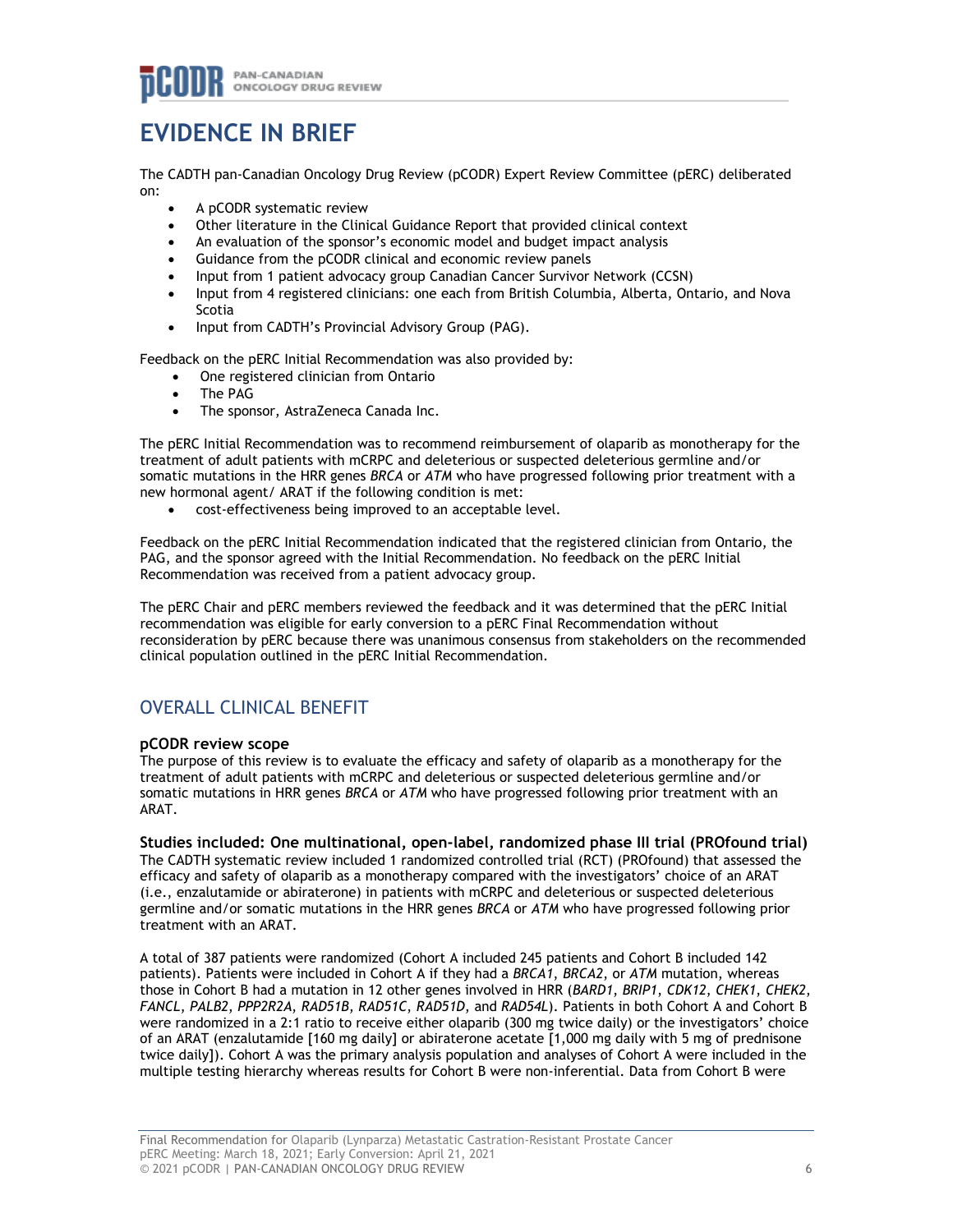# EVIDENCE IN BRIEF

The CADTH pan-Canadian Oncology Drug Review (pCODR) Expert Review Committee (pERC) deliberated on:

- A pCODR systematic review
- Other literature in the Clinical Guidance Report that provided clinical context
- An evaluation of the sponsor's economic model and budget impact analysis
- Guidance from the pCODR clinical and economic review panels
- Input from 1 patient advocacy group Canadian Cancer Survivor Network (CCSN)
- Input from 4 registered clinicians: one each from British Columbia, Alberta, Ontario, and Nova Scotia
- Input from CADTH's Provincial Advisory Group (PAG).

Feedback on the pERC Initial Recommendation was also provided by:

- One registered clinician from Ontario
- The PAG
- The sponsor, AstraZeneca Canada Inc.

The pERC Initial Recommendation was to recommend reimbursement of olaparib as monotherapy for the treatment of adult patients with mCRPC and deleterious or suspected deleterious germline and/or somatic mutations in the HRR genes *BRCA* or *ATM* who have progressed following prior treatment with a new hormonal agent/ ARAT if the following condition is met:

- cost-effectiveness being improved to an acceptable level.

Feedback on the pERC Initial Recommendation indicated that the registered clinician from Ontario, the PAG, and the sponsor agreed with the Initial Recommendation. No feedback on the pERC Initial Recommendation was received from a patient advocacy group.

The pERC Chair and pERC members reviewed the feedback and it was determined that the pERC Initial recommendation was eligible for early conversion to a pERC Final Recommendation without reconsideration by pERC because there was unanimous consensus from stakeholders on the recommended clinical population outlined in the pERC Initial Recommendation.

## OVERALL CLINICAL BENEFIT

### pCODR review scope

The purpose of this review is to evaluate the efficacy and safety of olaparib as a monotherapy for the treatment of adult patients with mCRPC and deleterious or suspected deleterious germline and/or somatic mutations in HRR genes *BRCA* or *ATM* who have progressed following prior treatment with an ARAT.

### Studies included: One multinational, open-label, randomized phase III trial (PROfound trial)

The CADTH systematic review included 1 randomized controlled trial (RCT) (PROfound) that assessed the efficacy and safety of olaparib as a monotherapy compared with the investigators' choice of an ARAT (i.e., enzalutamide or abiraterone) in patients with mCRPC and deleterious or suspected deleterious germline and/or somatic mutations in the HRR genes *BRCA* or *ATM* who have progressed following prior treatment with an ARAT.

A total of 387 patients were randomized (Cohort A included 245 patients and Cohort B included 142 patients). Patients were included in Cohort A if they had a *BRCA1*, *BRCA2*, or *ATM* mutation, whereas those in Cohort B had a mutation in 12 other genes involved in HRR (*BARD1*, *BRIP1*, *CDK12*, *CHEK1*, *CHEK2*, *FANCL*, *PALB2*, *PPP2R2A*, *RAD51B*, *RAD51C*, *RAD51D*, and *RAD54L*). Patients in both Cohort A and Cohort B were randomized in a 2:1 ratio to receive either olaparib (300 mg twice daily) or the investigators' choice of an ARAT (enzalutamide [160 mg daily] or abiraterone acetate [1,000 mg daily with 5 mg of prednisone twice daily]). Cohort A was the primary analysis population and analyses of Cohort A were included in the multiple testing hierarchy whereas results for Cohort B were non-inferential. Data from Cohort B were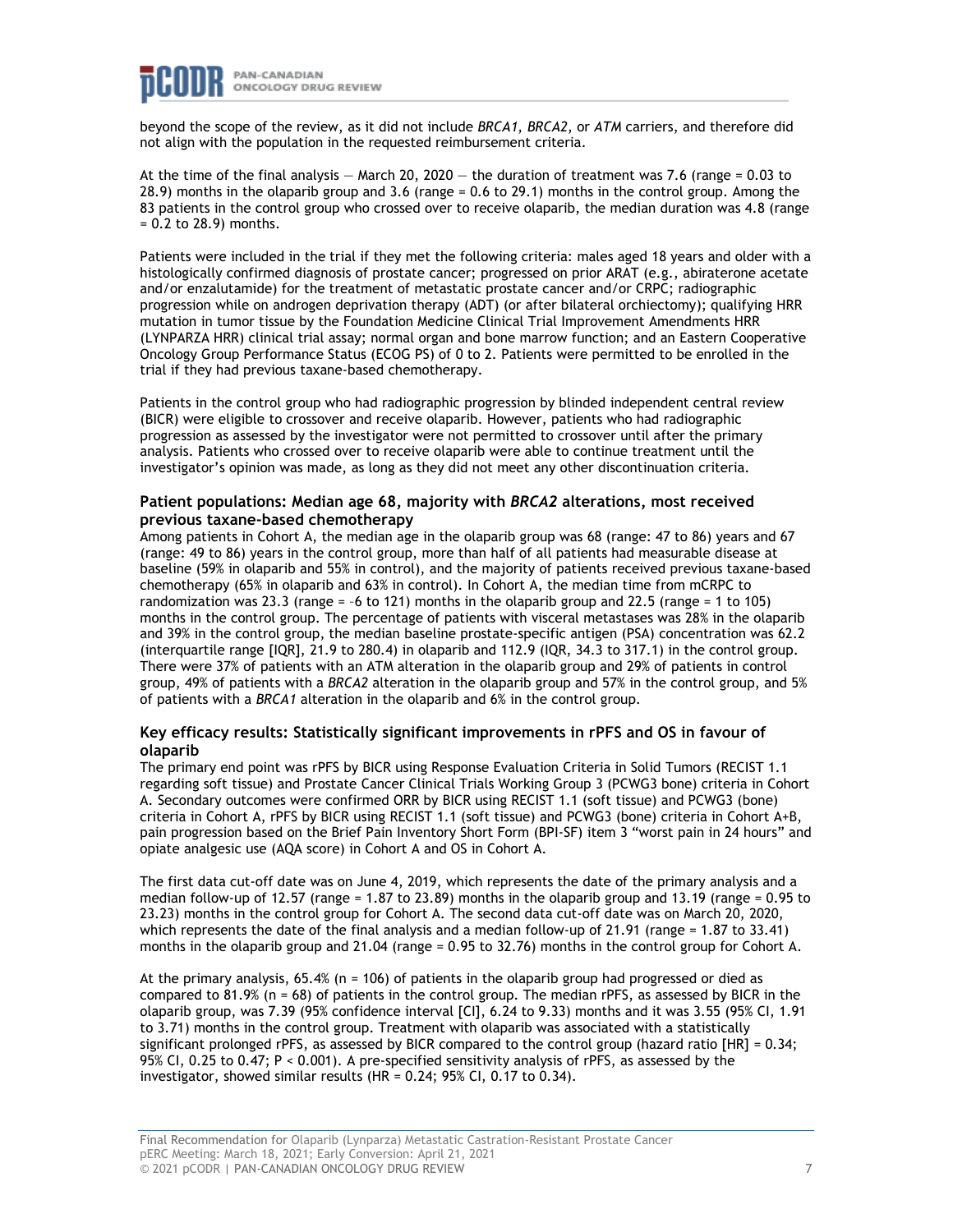beyond the scope of the review, as it did not include *BRCA1*, *BRCA2*, or *ATM* carriers, and therefore did not align with the population in the requested reimbursement criteria.

At the time of the final analysis — March 20, 2020 — the duration of treatment was 7.6 (range = 0.03 to 28.9) months in the olaparib group and 3.6 (range = 0.6 to 29.1) months in the control group. Among the 83 patients in the control group who crossed over to receive olaparib, the median duration was 4.8 (range = 0.2 to 28.9) months.

Patients were included in the trial if they met the following criteria: males aged 18 years and older with a histologically confirmed diagnosis of prostate cancer; progressed on prior ARAT (e.g., abiraterone acetate and/or enzalutamide) for the treatment of metastatic prostate cancer and/or CRPC; radiographic progression while on androgen deprivation therapy (ADT) (or after bilateral orchiectomy); qualifying HRR mutation in tumor tissue by the Foundation Medicine Clinical Trial Improvement Amendments HRR (LYNPARZA HRR) clinical trial assay; normal organ and bone marrow function; and an Eastern Cooperative Oncology Group Performance Status (ECOG PS) of 0 to 2. Patients were permitted to be enrolled in the trial if they had previous taxane-based chemotherapy.

Patients in the control group who had radiographic progression by blinded independent central review (BICR) were eligible to crossover and receive olaparib. However, patients who had radiographic progression as assessed by the investigator were not permitted to crossover until after the primary analysis. Patients who crossed over to receive olaparib were able to continue treatment until the investigator's opinion was made, as long as they did not meet any other discontinuation criteria.

### Patient populations: Median age 68, majority with *BRCA2* alterations, most received previous taxane-based chemotherapy

Among patients in Cohort A, the median age in the olaparib group was 68 (range: 47 to 86) years and 67 (range: 49 to 86) years in the control group, more than half of all patients had measurable disease at baseline (59% in olaparib and 55% in control), and the majority of patients received previous taxane-based chemotherapy (65% in olaparib and 63% in control). In Cohort A, the median time from mCRPC to randomization was 23.3 (range = -6 to 121) months in the olaparib group and 22.5 (range = 1 to 105) months in the control group. The percentage of patients with visceral metastases was 28% in the olaparib and 39% in the control group, the median baseline prostate-specific antigen (PSA) concentration was 62.2 (interquartile range [IQR], 21.9 to 280.4) in olaparib and 112.9 (IQR, 34.3 to 317.1) in the control group. There were 37% of patients with an ATM alteration in the olaparib group and 29% of patients in control group, 49% of patients with a *BRCA2* alteration in the olaparib group and 57% in the control group, and 5% of patients with a *BRCA1* alteration in the olaparib and 6% in the control group.

### Key efficacy results: Statistically significant improvements in rPFS and OS in favour of olaparib

The primary end point was rPFS by BICR using Response Evaluation Criteria in Solid Tumors (RECIST 1.1 regarding soft tissue) and Prostate Cancer Clinical Trials Working Group 3 (PCWG3 bone) criteria in Cohort A. Secondary outcomes were confirmed ORR by BICR using RECIST 1.1 (soft tissue) and PCWG3 (bone) criteria in Cohort A, rPFS by BICR using RECIST 1.1 (soft tissue) and PCWG3 (bone) criteria in Cohort A+B, pain progression based on the Brief Pain Inventory Short Form (BPI-SF) item 3 "worst pain in 24 hours" and opiate analgesic use (AQA score) in Cohort A and OS in Cohort A.

The first data cut-off date was on June 4, 2019, which represents the date of the primary analysis and a median follow-up of 12.57 (range = 1.87 to 23.89) months in the olaparib group and 13.19 (range = 0.95 to 23.23) months in the control group for Cohort A. The second data cut-off date was on March 20, 2020, which represents the date of the final analysis and a median follow-up of 21.91 (range = 1.87 to 33.41) months in the olaparib group and 21.04 (range = 0.95 to 32.76) months in the control group for Cohort A.

At the primary analysis, 65.4% (n = 106) of patients in the olaparib group had progressed or died as compared to 81.9% (n = 68) of patients in the control group. The median rPFS, as assessed by BICR in the olaparib group, was 7.39 (95% confidence interval [CI], 6.24 to 9.33) months and it was 3.55 (95% CI, 1.91 to 3.71) months in the control group. Treatment with olaparib was associated with a statistically significant prolonged rPFS, as assessed by BICR compared to the control group (hazard ratio [HR] = 0.34; 95% CI, 0.25 to 0.47; $P < 0.001$). A pre-specified sensitivity analysis of rPFS, as assessed by the investigator, showed similar results (HR = 0.24; 95% CI, 0.17 to 0.34).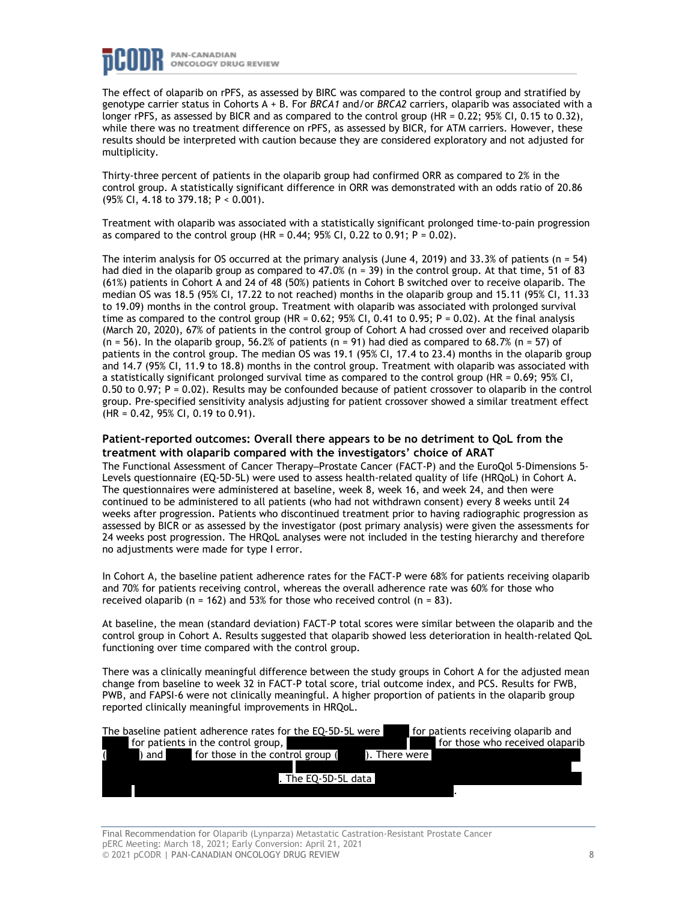The effect of olaparib on rPFS, as assessed by BIRC was compared to the control group and stratified by genotype carrier status in Cohorts A + B. For *BRCA1* and/or *BRCA2* carriers, olaparib was associated with a longer rPFS, as assessed by BICR and as compared to the control group (HR = 0.22; 95% CI, 0.15 to 0.32), while there was no treatment difference on rPFS, as assessed by BICR, for ATM carriers. However, these results should be interpreted with caution because they are considered exploratory and not adjusted for multiplicity.

Thirty-three percent of patients in the olaparib group had confirmed ORR as compared to 2% in the control group. A statistically significant difference in ORR was demonstrated with an odds ratio of 20.86 (95% CI, 4.18 to 379.18; P < 0.001).

Treatment with olaparib was associated with a statistically significant prolonged time-to-pain progression as compared to the control group (HR = 0.44; 95% CI, 0.22 to 0.91; P = 0.02).

The interim analysis for OS occurred at the primary analysis (June 4, 2019) and 33.3% of patients (n = 54) had died in the olaparib group as compared to 47.0% (n = 39) in the control group. At that time, 51 of 83 (61%) patients in Cohort A and 24 of 48 (50%) patients in Cohort B switched over to receive olaparib. The median OS was 18.5 (95% CI, 17.22 to not reached) months in the olaparib group and 15.11 (95% CI, 11.33 to 19.09) months in the control group. Treatment with olaparib was associated with prolonged survival time as compared to the control group (HR = 0.62; 95% CI, 0.41 to 0.95; P = 0.02). At the final analysis (March 20, 2020), 67% of patients in the control group of Cohort A had crossed over and received olaparib (n = 56). In the olaparib group, 56.2% of patients (n = 91) had died as compared to 68.7% (n = 57) of patients in the control group. The median OS was 19.1 (95% CI, 17.4 to 23.4) months in the olaparib group and 14.7 (95% CI, 11.9 to 18.8) months in the control group. Treatment with olaparib was associated with a statistically significant prolonged survival time as compared to the control group (HR = 0.69; 95% CI, 0.50 to 0.97; P = 0.02). Results may be confounded because of patient crossover to olaparib in the control group. Pre-specified sensitivity analysis adjusting for patient crossover showed a similar treatment effect (HR = 0.42, 95% CI, 0.19 to 0.91).

### Patient-reported outcomes: Overall there appears to be no detriment to QoL from the treatment with olaparib compared with the investigators' choice of ARAT

The Functional Assessment of Cancer Therapy—Prostate Cancer (FACT-P) and the EuroQol 5-Dimensions 5-Levels questionnaire (EQ-5D-5L) were used to assess health-related quality of life (HRQoL) in Cohort A. The questionnaires were administered at baseline, week 8, week 16, and week 24, and then were continued to be administered to all patients (who had not withdrawn consent) every 8 weeks until 24 weeks after progression. Patients who discontinued treatment prior to having radiographic progression as assessed by BICR or as assessed by the investigator (post primary analysis) were given the assessments for 24 weeks post progression. The HRQoL analyses were not included in the testing hierarchy and therefore no adjustments were made for type I error.

In Cohort A, the baseline patient adherence rates for the FACT-P were 68% for patients receiving olaparib and 70% for patients receiving control, whereas the overall adherence rate was 60% for those who received olaparib (n = 162) and 53% for those who received control (n = 83).

At baseline, the mean (standard deviation) FACT-P total scores were similar between the olaparib and the control group in Cohort A. Results suggested that olaparib showed less deterioration in health-related QoL functioning over time compared with the control group.

There was a clinically meaningful difference between the study groups in Cohort A for the adjusted mean change from baseline to week 32 in FACT-P total score, trial outcome index, and PCS. Results for FWB, PWB, and FAPSI-6 were not clinically meaningful. A higher proportion of patients in the olaparib group reported clinically meaningful improvements in HRQoL.

The baseline patient adherence rates for the EQ-5D-5L were [redacted] for patients receiving olaparib and [redacted] for patients in the control group, [redacted] for those who received olaparib ([redacted]) and [redacted] for those in the control group ([redacted]). There were [redacted]. The EQ-5D-5L data [redacted].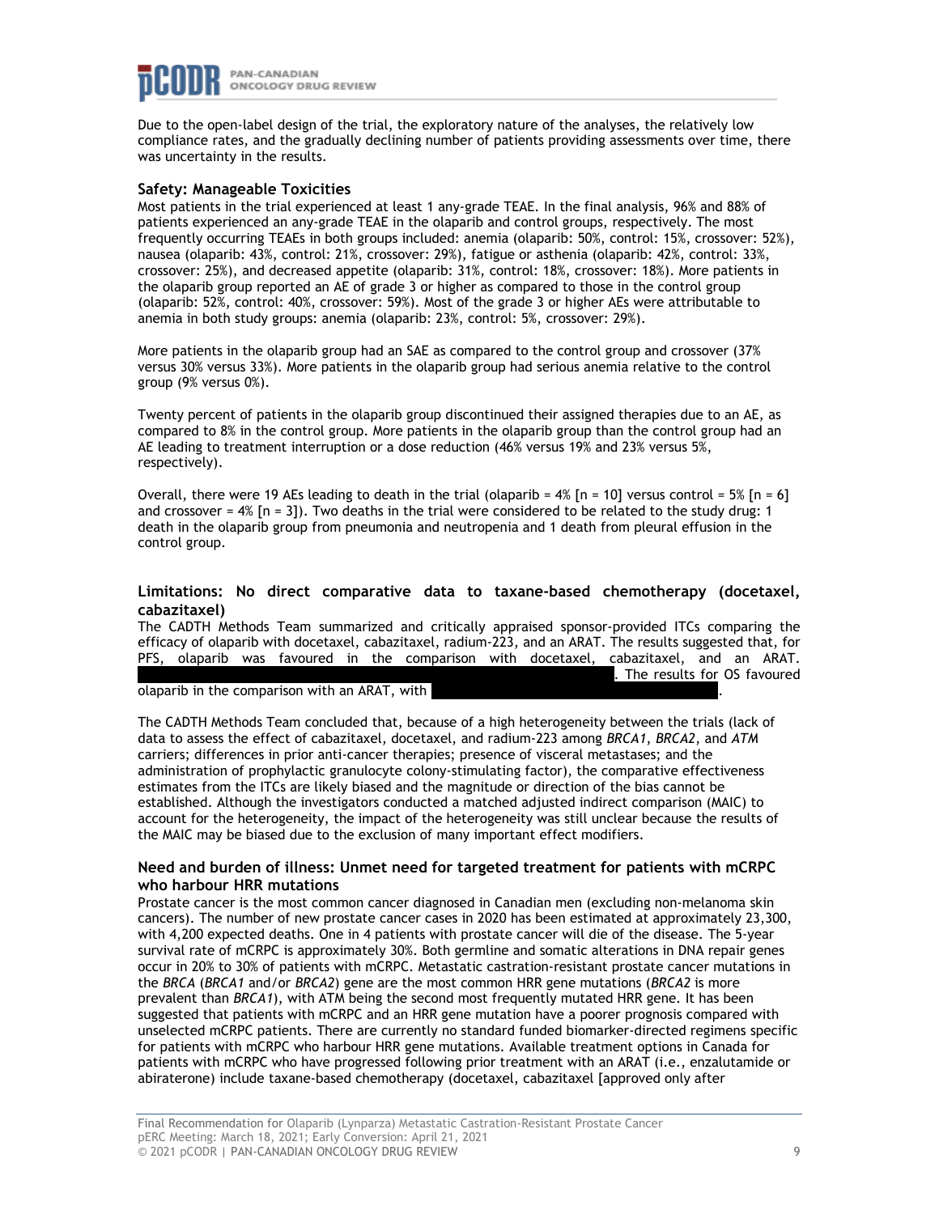Due to the open-label design of the trial, the exploratory nature of the analyses, the relatively low compliance rates, and the gradually declining number of patients providing assessments over time, there was uncertainty in the results.

### Safety: Manageable Toxicities

Most patients in the trial experienced at least 1 any-grade TEAE. In the final analysis, 96% and 88% of patients experienced an any-grade TEAE in the olaparib and control groups, respectively. The most frequently occurring TEAEs in both groups included: anemia (olaparib: 50%, control: 15%, crossover: 52%), nausea (olaparib: 43%, control: 21%, crossover: 29%), fatigue or asthenia (olaparib: 42%, control: 33%, crossover: 25%), and decreased appetite (olaparib: 31%, control: 18%, crossover: 18%). More patients in the olaparib group reported an AE of grade 3 or higher as compared to those in the control group (olaparib: 52%, control: 40%, crossover: 59%). Most of the grade 3 or higher AEs were attributable to anemia in both study groups: anemia (olaparib: 23%, control: 5%, crossover: 29%).

More patients in the olaparib group had an SAE as compared to the control group and crossover (37% versus 30% versus 33%). More patients in the olaparib group had serious anemia relative to the control group (9% versus 0%).

Twenty percent of patients in the olaparib group discontinued their assigned therapies due to an AE, as compared to 8% in the control group. More patients in the olaparib group than the control group had an AE leading to treatment interruption or a dose reduction (46% versus 19% and 23% versus 5%, respectively).

Overall, there were 19 AEs leading to death in the trial (olaparib = 4% [n = 10] versus control = 5% [n = 6] and crossover = 4% [n = 3]). Two deaths in the trial were considered to be related to the study drug: 1 death in the olaparib group from pneumonia and neutropenia and 1 death from pleural effusion in the control group.

### Limitations: No direct comparative data to taxane-based chemotherapy (docetaxel, cabazitaxel)

The CADTH Methods Team summarized and critically appraised sponsor-provided ITCs comparing the efficacy of olaparib with docetaxel, cabazitaxel, radium-223, and an ARAT. The results suggested that, for PFS, olaparib was favoured in the comparison with docetaxel, cabazitaxel, and an ARAT. . The results for OS favoured olaparib in the comparison with an ARAT, with .

The CADTH Methods Team concluded that, because of a high heterogeneity between the trials (lack of data to assess the effect of cabazitaxel, docetaxel, and radium-223 among *BRCA1*, *BRCA2*, and *ATM* carriers; differences in prior anti-cancer therapies; presence of visceral metastases; and the administration of prophylactic granulocyte colony-stimulating factor), the comparative effectiveness estimates from the ITCs are likely biased and the magnitude or direction of the bias cannot be established. Although the investigators conducted a matched adjusted indirect comparison (MAIC) to account for the heterogeneity, the impact of the heterogeneity was still unclear because the results of the MAIC may be biased due to the exclusion of many important effect modifiers.

### Need and burden of illness: Unmet need for targeted treatment for patients with mCRPC who harbour HRR mutations

Prostate cancer is the most common cancer diagnosed in Canadian men (excluding non-melanoma skin cancers). The number of new prostate cancer cases in 2020 has been estimated at approximately 23,300, with 4,200 expected deaths. One in 4 patients with prostate cancer will die of the disease. The 5-year survival rate of mCRPC is approximately 30%. Both germline and somatic alterations in DNA repair genes occur in 20% to 30% of patients with mCRPC. Metastatic castration-resistant prostate cancer mutations in the *BRCA* (*BRCA1* and/or *BRCA2*) gene are the most common HRR gene mutations (*BRCA2* is more prevalent than *BRCA1*), with ATM being the second most frequently mutated HRR gene. It has been suggested that patients with mCRPC and an HRR gene mutation have a poorer prognosis compared with unselected mCRPC patients. There are currently no standard funded biomarker-directed regimens specific for patients with mCRPC who harbour HRR gene mutations. Available treatment options in Canada for patients with mCRPC who have progressed following prior treatment with an ARAT (i.e., enzalutamide or abiraterone) include taxane-based chemotherapy (docetaxel, cabazitaxel [approved only after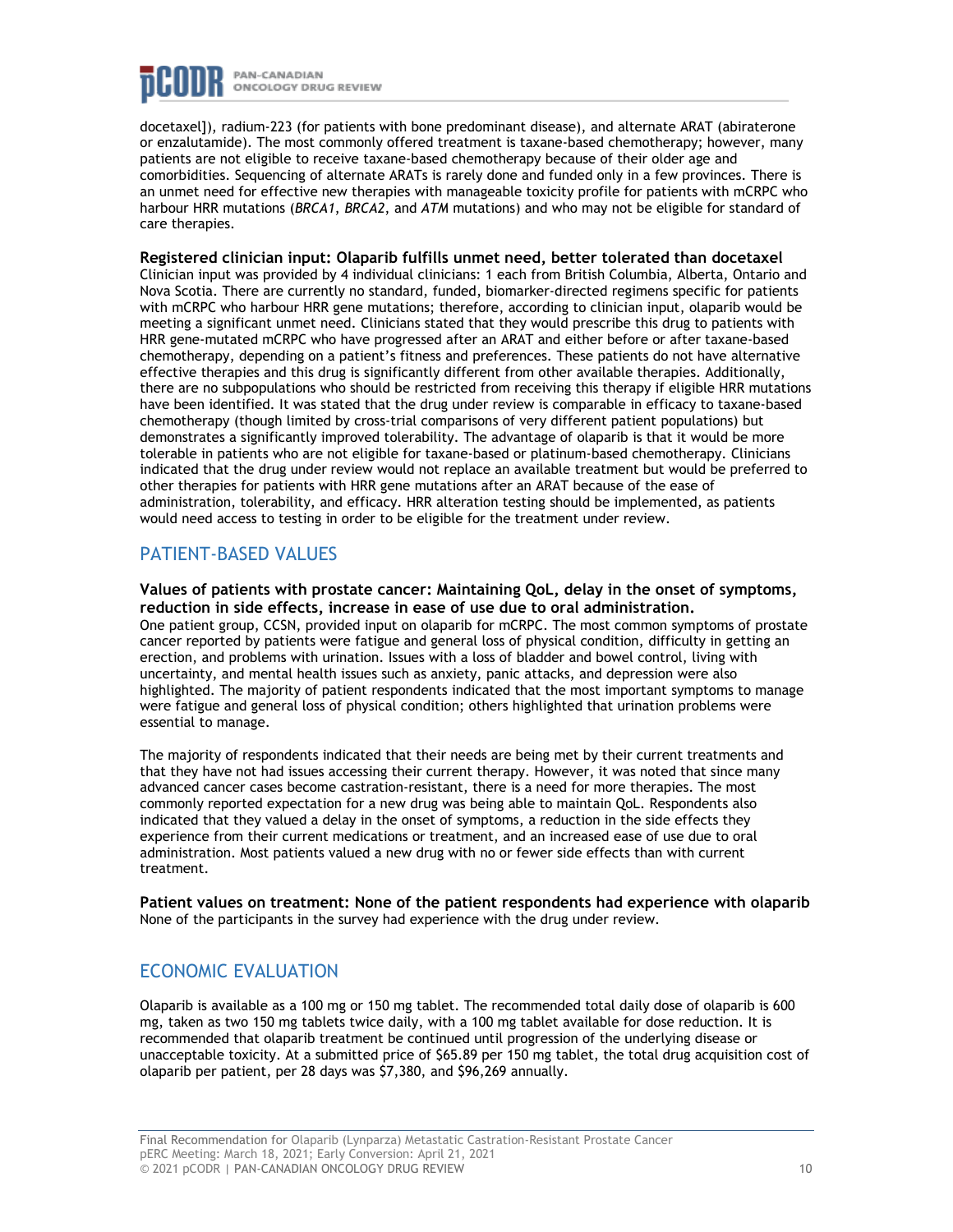docetaxel]), radium-223 (for patients with bone predominant disease), and alternate ARAT (abiraterone or enzalutamide). The most commonly offered treatment is taxane-based chemotherapy; however, many patients are not eligible to receive taxane-based chemotherapy because of their older age and comorbidities. Sequencing of alternate ARATs is rarely done and funded only in a few provinces. There is an unmet need for effective new therapies with manageable toxicity profile for patients with mCRPC who harbour HRR mutations (*BRCA1*, *BRCA2*, and *ATM* mutations) and who may not be eligible for standard of care therapies.

**Registered clinician input: Olaparib fulfills unmet need, better tolerated than docetaxel**
Clinician input was provided by 4 individual clinicians: 1 each from British Columbia, Alberta, Ontario and Nova Scotia. There are currently no standard, funded, biomarker-directed regimens specific for patients with mCRPC who harbour HRR gene mutations; therefore, according to clinician input, olaparib would be meeting a significant unmet need. Clinicians stated that they would prescribe this drug to patients with HRR gene-mutated mCRPC who have progressed after an ARAT and either before or after taxane-based chemotherapy, depending on a patient's fitness and preferences. These patients do not have alternative effective therapies and this drug is significantly different from other available therapies. Additionally, there are no subpopulations who should be restricted from receiving this therapy if eligible HRR mutations have been identified. It was stated that the drug under review is comparable in efficacy to taxane-based chemotherapy (though limited by cross-trial comparisons of very different patient populations) but demonstrates a significantly improved tolerability. The advantage of olaparib is that it would be more tolerable in patients who are not eligible for taxane-based or platinum-based chemotherapy. Clinicians indicated that the drug under review would not replace an available treatment but would be preferred to other therapies for patients with HRR gene mutations after an ARAT because of the ease of administration, tolerability, and efficacy. HRR alteration testing should be implemented, as patients would need access to testing in order to be eligible for the treatment under review.

## PATIENT-BASED VALUES

**Values of patients with prostate cancer: Maintaining QoL, delay in the onset of symptoms, reduction in side effects, increase in ease of use due to oral administration.**
One patient group, CCSN, provided input on olaparib for mCRPC. The most common symptoms of prostate cancer reported by patients were fatigue and general loss of physical condition, difficulty in getting an erection, and problems with urination. Issues with a loss of bladder and bowel control, living with uncertainty, and mental health issues such as anxiety, panic attacks, and depression were also highlighted. The majority of patient respondents indicated that the most important symptoms to manage were fatigue and general loss of physical condition; others highlighted that urination problems were essential to manage.

The majority of respondents indicated that their needs are being met by their current treatments and that they have not had issues accessing their current therapy. However, it was noted that since many advanced cancer cases become castration-resistant, there is a need for more therapies. The most commonly reported expectation for a new drug was being able to maintain QoL. Respondents also indicated that they valued a delay in the onset of symptoms, a reduction in the side effects they experience from their current medications or treatment, and an increased ease of use due to oral administration. Most patients valued a new drug with no or fewer side effects than with current treatment.

**Patient values on treatment: None of the patient respondents had experience with olaparib**
None of the participants in the survey had experience with the drug under review.

## ECONOMIC EVALUATION

Olaparib is available as a 100 mg or 150 mg tablet. The recommended total daily dose of olaparib is 600 mg, taken as two 150 mg tablets twice daily, with a 100 mg tablet available for dose reduction. It is recommended that olaparib treatment be continued until progression of the underlying disease or unacceptable toxicity. At a submitted price of $65.89 per 150 mg tablet, the total drug acquisition cost of olaparib per patient, per 28 days was $7,380, and $96,269 annually.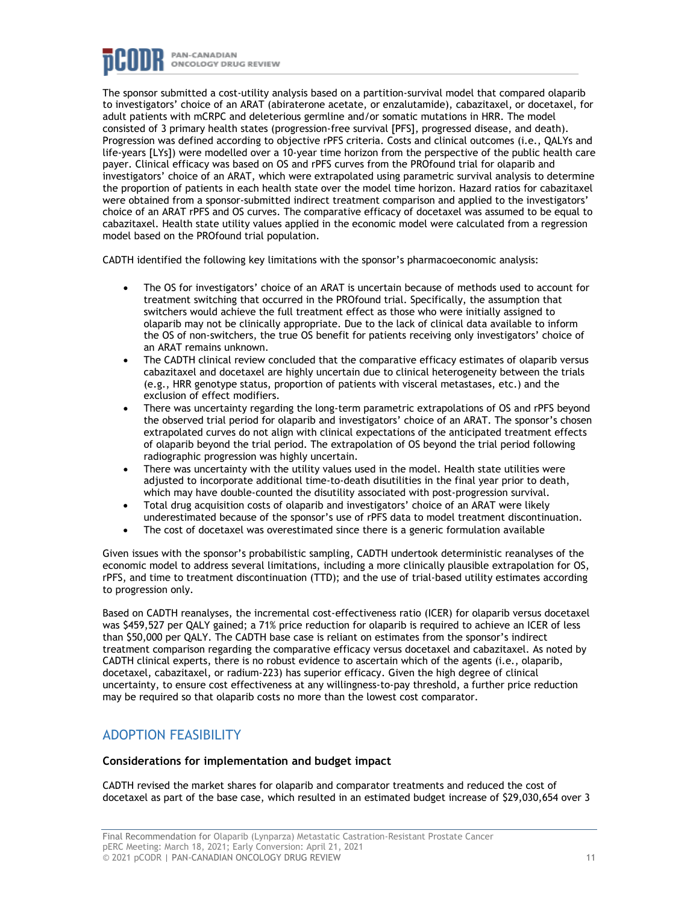The sponsor submitted a cost-utility analysis based on a partition-survival model that compared olaparib to investigators' choice of an ARAT (abiraterone acetate, or enzalutamide), cabazitaxel, or docetaxel, for adult patients with mCRPC and deleterious germline and/or somatic mutations in HRR. The model consisted of 3 primary health states (progression-free survival [PFS], progressed disease, and death). Progression was defined according to objective rPFS criteria. Costs and clinical outcomes (i.e., QALYs and life-years [LYs]) were modelled over a 10-year time horizon from the perspective of the public health care payer. Clinical efficacy was based on OS and rPFS curves from the PROfound trial for olaparib and investigators' choice of an ARAT, which were extrapolated using parametric survival analysis to determine the proportion of patients in each health state over the model time horizon. Hazard ratios for cabazitaxel were obtained from a sponsor-submitted indirect treatment comparison and applied to the investigators' choice of an ARAT rPFS and OS curves. The comparative efficacy of docetaxel was assumed to be equal to cabazitaxel. Health state utility values applied in the economic model were calculated from a regression model based on the PROfound trial population.

CADTH identified the following key limitations with the sponsor's pharmacoeconomic analysis:

- The OS for investigators' choice of an ARAT is uncertain because of methods used to account for treatment switching that occurred in the PROfound trial. Specifically, the assumption that switchers would achieve the full treatment effect as those who were initially assigned to olaparib may not be clinically appropriate. Due to the lack of clinical data available to inform the OS of non-switchers, the true OS benefit for patients receiving only investigators' choice of an ARAT remains unknown.
- The CADTH clinical review concluded that the comparative efficacy estimates of olaparib versus cabazitaxel and docetaxel are highly uncertain due to clinical heterogeneity between the trials (e.g., HRR genotype status, proportion of patients with visceral metastases, etc.) and the exclusion of effect modifiers.
- There was uncertainty regarding the long-term parametric extrapolations of OS and rPFS beyond the observed trial period for olaparib and investigators' choice of an ARAT. The sponsor's chosen extrapolated curves do not align with clinical expectations of the anticipated treatment effects of olaparib beyond the trial period. The extrapolation of OS beyond the trial period following radiographic progression was highly uncertain.
- There was uncertainty with the utility values used in the model. Health state utilities were adjusted to incorporate additional time-to-death disutilities in the final year prior to death, which may have double-counted the disutility associated with post-progression survival.
- Total drug acquisition costs of olaparib and investigators' choice of an ARAT were likely underestimated because of the sponsor's use of rPFS data to model treatment discontinuation.
- The cost of docetaxel was overestimated since there is a generic formulation available

Given issues with the sponsor's probabilistic sampling, CADTH undertook deterministic reanalyses of the economic model to address several limitations, including a more clinically plausible extrapolation for OS, rPFS, and time to treatment discontinuation (TTD); and the use of trial-based utility estimates according to progression only.

Based on CADTH reanalyses, the incremental cost-effectiveness ratio (ICER) for olaparib versus docetaxel was $459,527 per QALY gained; a 71% price reduction for olaparib is required to achieve an ICER of less than $50,000 per QALY. The CADTH base case is reliant on estimates from the sponsor's indirect treatment comparison regarding the comparative efficacy versus docetaxel and cabazitaxel. As noted by CADTH clinical experts, there is no robust evidence to ascertain which of the agents (i.e., olaparib, docetaxel, cabazitaxel, or radium-223) has superior efficacy. Given the high degree of clinical uncertainty, to ensure cost effectiveness at any willingness-to-pay threshold, a further price reduction may be required so that olaparib costs no more than the lowest cost comparator.

## ADOPTION FEASIBILITY

### Considerations for implementation and budget impact

CADTH revised the market shares for olaparib and comparator treatments and reduced the cost of docetaxel as part of the base case, which resulted in an estimated budget increase of $29,030,654 over 3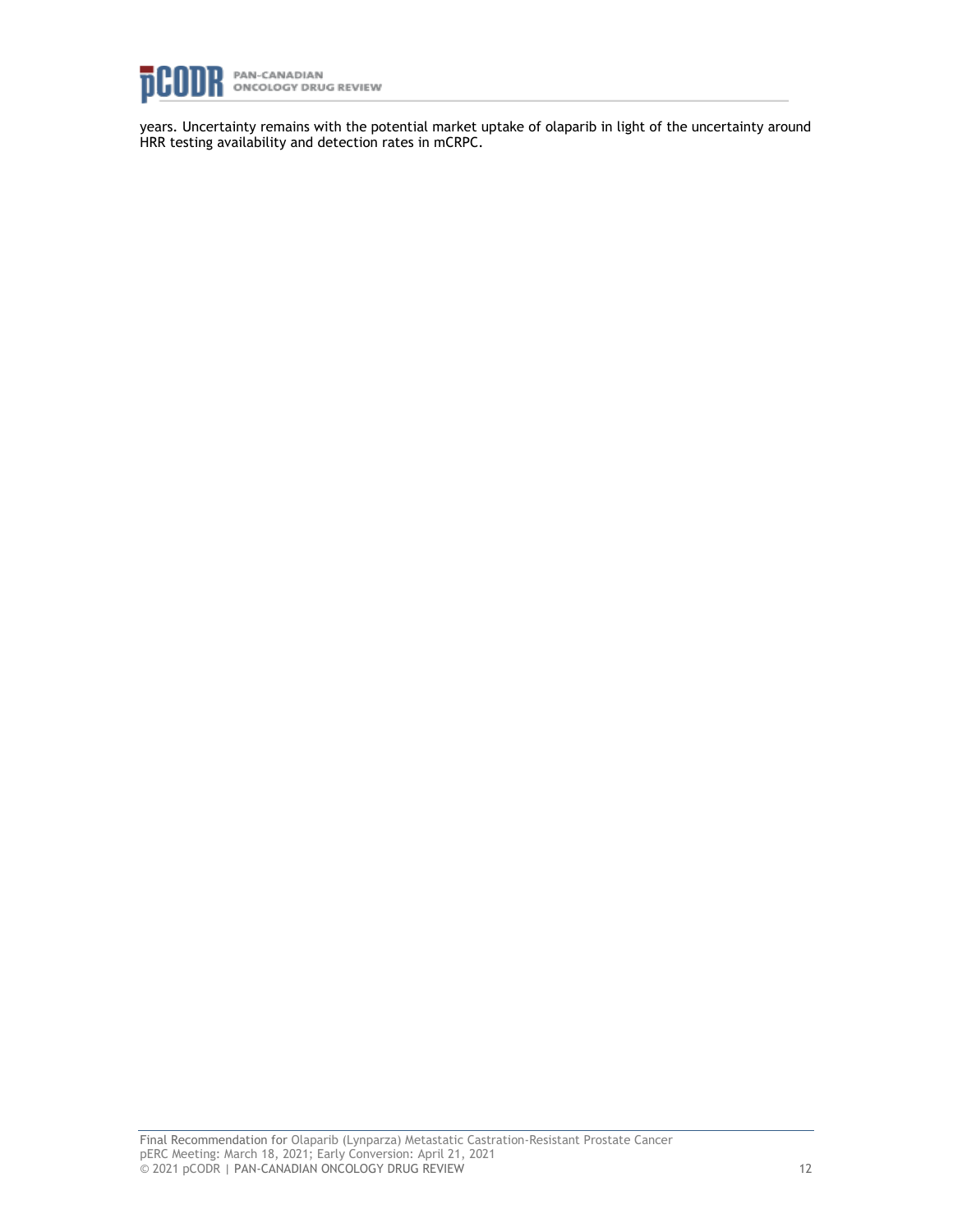years. Uncertainty remains with the potential market uptake of olaparib in light of the uncertainty around HRR testing availability and detection rates in mCRPC.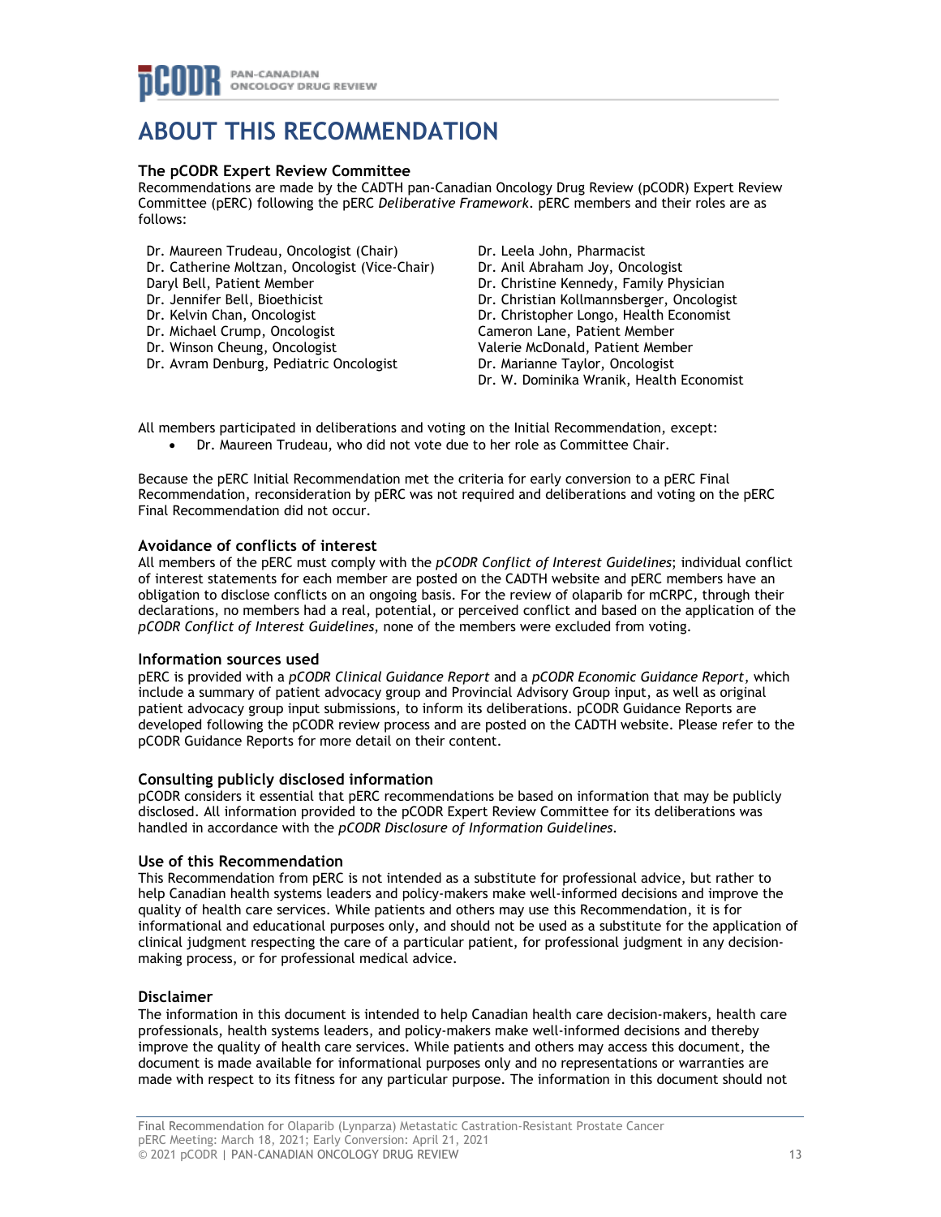# ABOUT THIS RECOMMENDATION

### The pCODR Expert Review Committee

Recommendations are made by the CADTH pan-Canadian Oncology Drug Review (pCODR) Expert Review Committee (pERC) following the pERC *Deliberative Framework*. pERC members and their roles are as follows:

Dr. Maureen Trudeau, Oncologist (Chair)
Dr. Catherine Moltzan, Oncologist (Vice-Chair)
Daryl Bell, Patient Member
Dr. Jennifer Bell, Bioethicist
Dr. Kelvin Chan, Oncologist
Dr. Michael Crump, Oncologist
Dr. Winson Cheung, Oncologist
Dr. Avram Denburg, Pediatric Oncologist
Dr. Leela John, Pharmacist
Dr. Anil Abraham Joy, Oncologist
Dr. Christine Kennedy, Family Physician
Dr. Christian Kollmannsberger, Oncologist
Dr. Christopher Longo, Health Economist
Cameron Lane, Patient Member
Valerie McDonald, Patient Member
Dr. Marianne Taylor, Oncologist
Dr. W. Dominika Wranik, Health Economist

All members participated in deliberations and voting on the Initial Recommendation, except:

- Dr. Maureen Trudeau, who did not vote due to her role as Committee Chair.

Because the pERC Initial Recommendation met the criteria for early conversion to a pERC Final Recommendation, reconsideration by pERC was not required and deliberations and voting on the pERC Final Recommendation did not occur.

### Avoidance of conflicts of interest

All members of the pERC must comply with the *pCODR Conflict of Interest Guidelines*; individual conflict of interest statements for each member are posted on the CADTH website and pERC members have an obligation to disclose conflicts on an ongoing basis. For the review of olaparib for mCRPC, through their declarations, no members had a real, potential, or perceived conflict and based on the application of the *pCODR Conflict of Interest Guidelines*, none of the members were excluded from voting.

### Information sources used

pERC is provided with a *pCODR Clinical Guidance Report* and a *pCODR Economic Guidance Report*, which include a summary of patient advocacy group and Provincial Advisory Group input, as well as original patient advocacy group input submissions, to inform its deliberations. pCODR Guidance Reports are developed following the pCODR review process and are posted on the CADTH website. Please refer to the pCODR Guidance Reports for more detail on their content.

### Consulting publicly disclosed information

pCODR considers it essential that pERC recommendations be based on information that may be publicly disclosed. All information provided to the pCODR Expert Review Committee for its deliberations was handled in accordance with the *pCODR Disclosure of Information Guidelines*.

### Use of this Recommendation

This Recommendation from pERC is not intended as a substitute for professional advice, but rather to help Canadian health systems leaders and policy-makers make well-informed decisions and improve the quality of health care services. While patients and others may use this Recommendation, it is for informational and educational purposes only, and should not be used as a substitute for the application of clinical judgment respecting the care of a particular patient, for professional judgment in any decision-making process, or for professional medical advice.

### Disclaimer

The information in this document is intended to help Canadian health care decision-makers, health care professionals, health systems leaders, and policy-makers make well-informed decisions and thereby improve the quality of health care services. While patients and others may access this document, the document is made available for informational purposes only and no representations or warranties are made with respect to its fitness for any particular purpose. The information in this document should not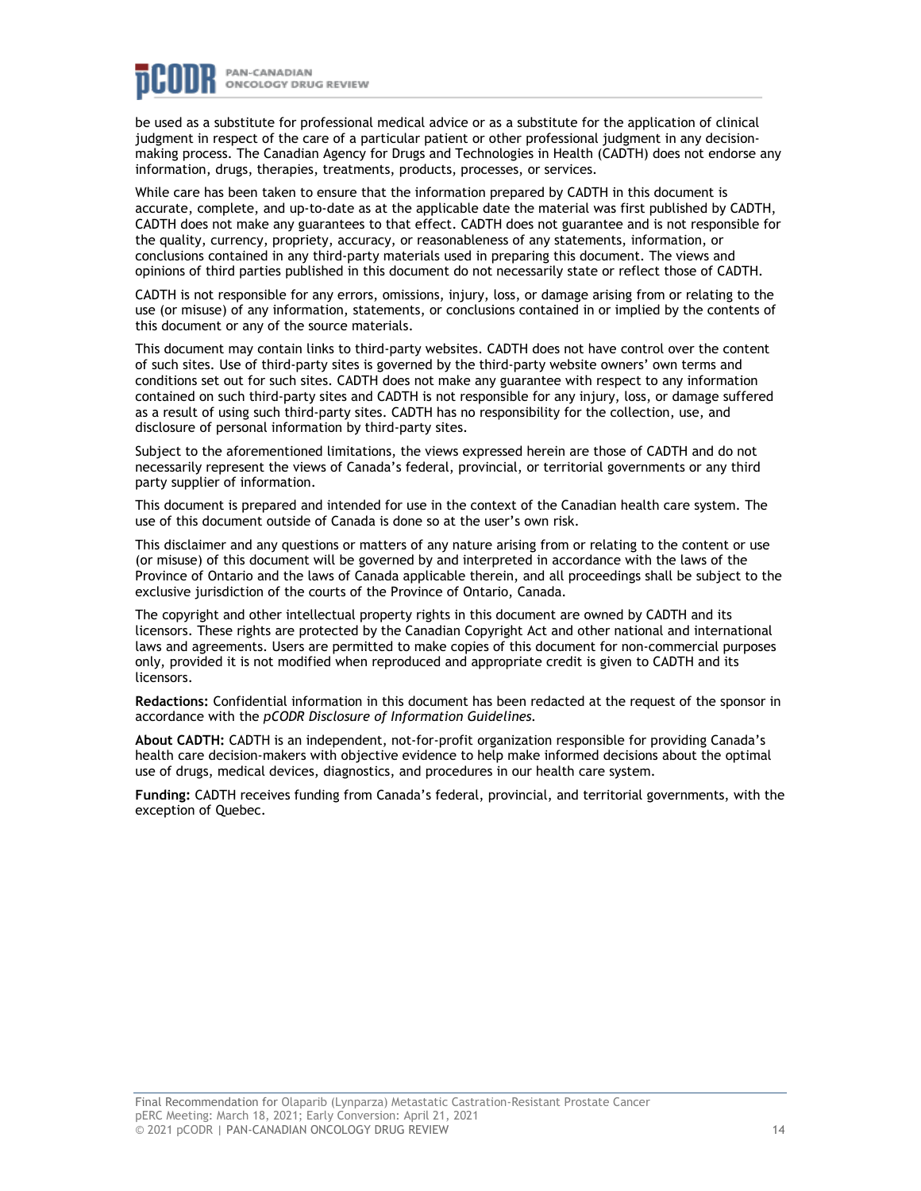be used as a substitute for professional medical advice or as a substitute for the application of clinical judgment in respect of the care of a particular patient or other professional judgment in any decision-making process. The Canadian Agency for Drugs and Technologies in Health (CADTH) does not endorse any information, drugs, therapies, treatments, products, processes, or services.

While care has been taken to ensure that the information prepared by CADTH in this document is accurate, complete, and up-to-date as at the applicable date the material was first published by CADTH, CADTH does not make any guarantees to that effect. CADTH does not guarantee and is not responsible for the quality, currency, propriety, accuracy, or reasonableness of any statements, information, or conclusions contained in any third-party materials used in preparing this document. The views and opinions of third parties published in this document do not necessarily state or reflect those of CADTH.

CADTH is not responsible for any errors, omissions, injury, loss, or damage arising from or relating to the use (or misuse) of any information, statements, or conclusions contained in or implied by the contents of this document or any of the source materials.

This document may contain links to third-party websites. CADTH does not have control over the content of such sites. Use of third-party sites is governed by the third-party website owners' own terms and conditions set out for such sites. CADTH does not make any guarantee with respect to any information contained on such third-party sites and CADTH is not responsible for any injury, loss, or damage suffered as a result of using such third-party sites. CADTH has no responsibility for the collection, use, and disclosure of personal information by third-party sites.

Subject to the aforementioned limitations, the views expressed herein are those of CADTH and do not necessarily represent the views of Canada's federal, provincial, or territorial governments or any third party supplier of information.

This document is prepared and intended for use in the context of the Canadian health care system. The use of this document outside of Canada is done so at the user's own risk.

This disclaimer and any questions or matters of any nature arising from or relating to the content or use (or misuse) of this document will be governed by and interpreted in accordance with the laws of the Province of Ontario and the laws of Canada applicable therein, and all proceedings shall be subject to the exclusive jurisdiction of the courts of the Province of Ontario, Canada.

The copyright and other intellectual property rights in this document are owned by CADTH and its licensors. These rights are protected by the Canadian Copyright Act and other national and international laws and agreements. Users are permitted to make copies of this document for non-commercial purposes only, provided it is not modified when reproduced and appropriate credit is given to CADTH and its licensors.

**Redactions:** Confidential information in this document has been redacted at the request of the sponsor in accordance with the *pCODR Disclosure of Information Guidelines.*

**About CADTH:** CADTH is an independent, not-for-profit organization responsible for providing Canada's health care decision-makers with objective evidence to help make informed decisions about the optimal use of drugs, medical devices, diagnostics, and procedures in our health care system.

**Funding:** CADTH receives funding from Canada's federal, provincial, and territorial governments, with the exception of Quebec.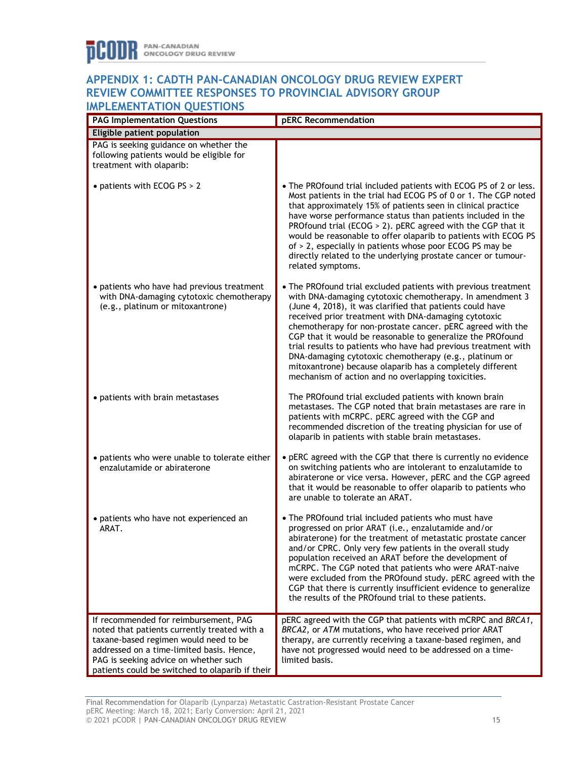## APPENDIX 1: CADTH PAN-CANADIAN ONCOLOGY DRUG REVIEW EXPERT REVIEW COMMITTEE RESPONSES TO PROVINCIAL ADVISORY GROUP IMPLEMENTATION QUESTIONS

| PAG Implementation Questions | pERC Recommendation |
|---|---|
| **Eligible patient population** | |
| PAG is seeking guidance on whether the following patients would be eligible for treatment with olaparib: | |
| • patients with ECOG PS > 2 | • The PROfound trial included patients with ECOG PS of 2 or less. Most patients in the trial had ECOG PS of 0 or 1. The CGP noted that approximately 15% of patients seen in clinical practice have worse performance status than patients included in the PROfound trial (ECOG > 2). pERC agreed with the CGP that it would be reasonable to offer olaparib to patients with ECOG PS of > 2, especially in patients whose poor ECOG PS may be directly related to the underlying prostate cancer or tumour-related symptoms. |
| • patients who have had previous treatment with DNA-damaging cytotoxic chemotherapy (e.g., platinum or mitoxantrone) | • The PROfound trial excluded patients with previous treatment with DNA-damaging cytotoxic chemotherapy. In amendment 3 (June 4, 2018), it was clarified that patients could have received prior treatment with DNA-damaging cytotoxic chemotherapy for non-prostate cancer. pERC agreed with the CGP that it would be reasonable to generalize the PROfound trial results to patients who have had previous treatment with DNA-damaging cytotoxic chemotherapy (e.g., platinum or mitoxantrone) because olaparib has a completely different mechanism of action and no overlapping toxicities. |
| • patients with brain metastases | The PROfound trial excluded patients with known brain metastases. The CGP noted that brain metastases are rare in patients with mCRPC. pERC agreed with the CGP and recommended discretion of the treating physician for use of olaparib in patients with stable brain metastases. |
| • patients who were unable to tolerate either enzalutamide or abiraterone | • pERC agreed with the CGP that there is currently no evidence on switching patients who are intolerant to enzalutamide to abiraterone or vice versa. However, pERC and the CGP agreed that it would be reasonable to offer olaparib to patients who are unable to tolerate an ARAT. |
| • patients who have not experienced an ARAT. | • The PROfound trial included patients who must have progressed on prior ARAT (i.e., enzalutamide and/or abiraterone) for the treatment of metastatic prostate cancer and/or CPRC. Only very few patients in the overall study population received an ARAT before the development of mCRPC. The CGP noted that patients who were ARAT-naive were excluded from the PROfound study. pERC agreed with the CGP that there is currently insufficient evidence to generalize the results of the PROfound trial to these patients. |
| If recommended for reimbursement, PAG noted that patients currently treated with a taxane-based regimen would need to be addressed on a time-limited basis. Hence, PAG is seeking advice on whether such patients could be switched to olaparib if their | pERC agreed with the CGP that patients with mCRPC and *BRCA1*, *BRCA2*, or *ATM* mutations, who have received prior ARAT therapy, are currently receiving a taxane-based regimen, and have not progressed would need to be addressed on a time-limited basis. |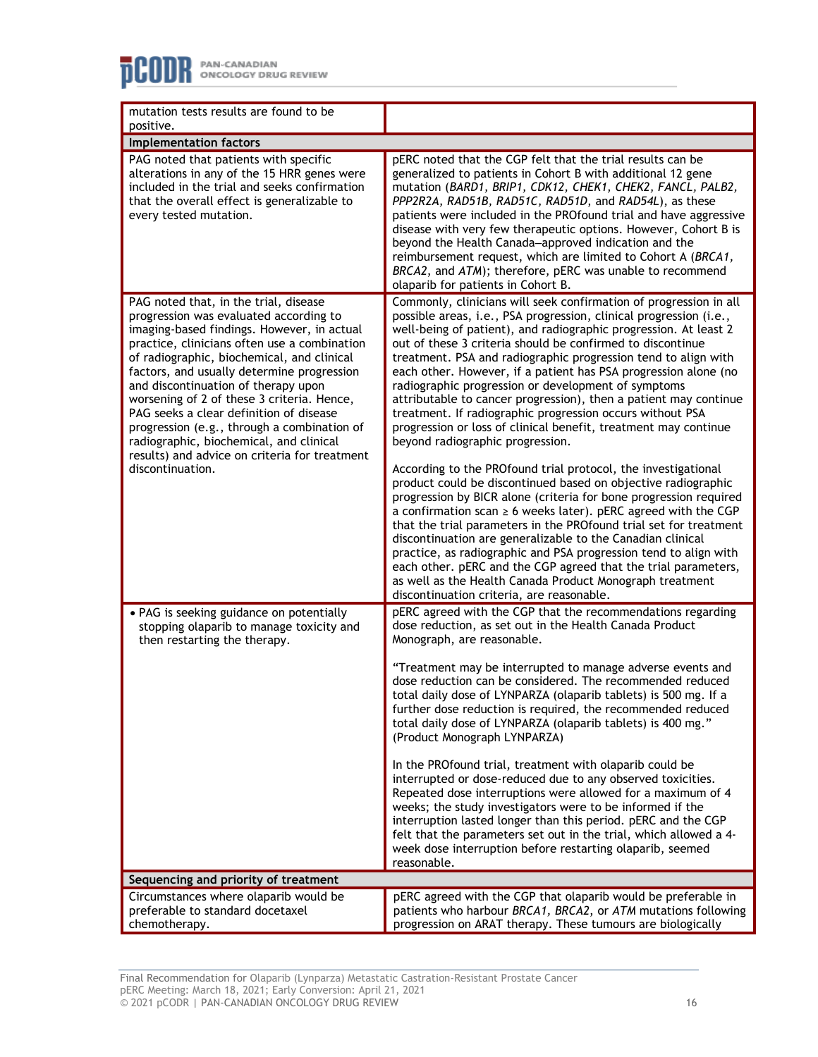| | |
|---|---|
| mutation tests results are found to be positive. | |
| **Implementation factors** | |
| PAG noted that patients with specific alterations in any of the 15 HRR genes were included in the trial and seeks confirmation that the overall effect is generalizable to every tested mutation. | pERC noted that the CGP felt that the trial results can be generalized to patients in Cohort B with additional 12 gene mutation (*BARD1, BRIP1, CDK12, CHEK1, CHEK2, FANCL, PALB2, PPP2R2A, RAD51B, RAD51C, RAD51D,* and *RAD54L*), as these patients were included in the PROfound trial and have aggressive disease with very few therapeutic options. However, Cohort B is beyond the Health Canada–approved indication and the reimbursement request, which are limited to Cohort A (*BRCA1, BRCA2,* and *ATM*); therefore, pERC was unable to recommend olaparib for patients in Cohort B. |
| PAG noted that, in the trial, disease progression was evaluated according to imaging-based findings. However, in actual practice, clinicians often use a combination of radiographic, biochemical, and clinical factors, and usually determine progression and discontinuation of therapy upon worsening of 2 of these 3 criteria. Hence, PAG seeks a clear definition of disease progression (e.g., through a combination of radiographic, biochemical, and clinical results) and advice on criteria for treatment discontinuation. | Commonly, clinicians will seek confirmation of progression in all possible areas, i.e., PSA progression, clinical progression (i.e., well-being of patient), and radiographic progression. At least 2 out of these 3 criteria should be confirmed to discontinue treatment. PSA and radiographic progression tend to align with each other. However, if a patient has PSA progression alone (no radiographic progression or development of symptoms attributable to cancer progression), then a patient may continue treatment. If radiographic progression occurs without PSA progression or loss of clinical benefit, treatment may continue beyond radiographic progression.<br><br>According to the PROfound trial protocol, the investigational product could be discontinued based on objective radiographic progression by BICR alone (criteria for bone progression required a confirmation scan ≥ 6 weeks later). pERC agreed with the CGP that the trial parameters in the PROfound trial set for treatment discontinuation are generalizable to the Canadian clinical practice, as radiographic and PSA progression tend to align with each other. pERC and the CGP agreed that the trial parameters, as well as the Health Canada Product Monograph treatment discontinuation criteria, are reasonable. |
| • PAG is seeking guidance on potentially stopping olaparib to manage toxicity and then restarting the therapy. | pERC agreed with the CGP that the recommendations regarding dose reduction, as set out in the Health Canada Product Monograph, are reasonable.<br><br>"Treatment may be interrupted to manage adverse events and dose reduction can be considered. The recommended reduced total daily dose of LYNPARZA (olaparib tablets) is 500 mg. If a further dose reduction is required, the recommended reduced total daily dose of LYNPARZA (olaparib tablets) is 400 mg." (Product Monograph LYNPARZA)<br><br>In the PROfound trial, treatment with olaparib could be interrupted or dose-reduced due to any observed toxicities. Repeated dose interruptions were allowed for a maximum of 4 weeks; the study investigators were to be informed if the interruption lasted longer than this period. pERC and the CGP felt that the parameters set out in the trial, which allowed a 4-week dose interruption before restarting olaparib, seemed reasonable. |
| **Sequencing and priority of treatment** | |
| Circumstances where olaparib would be preferable to standard docetaxel chemotherapy. | pERC agreed with the CGP that olaparib would be preferable in patients who harbour *BRCA1, BRCA2,* or *ATM* mutations following progression on ARAT therapy. These tumours are biologically |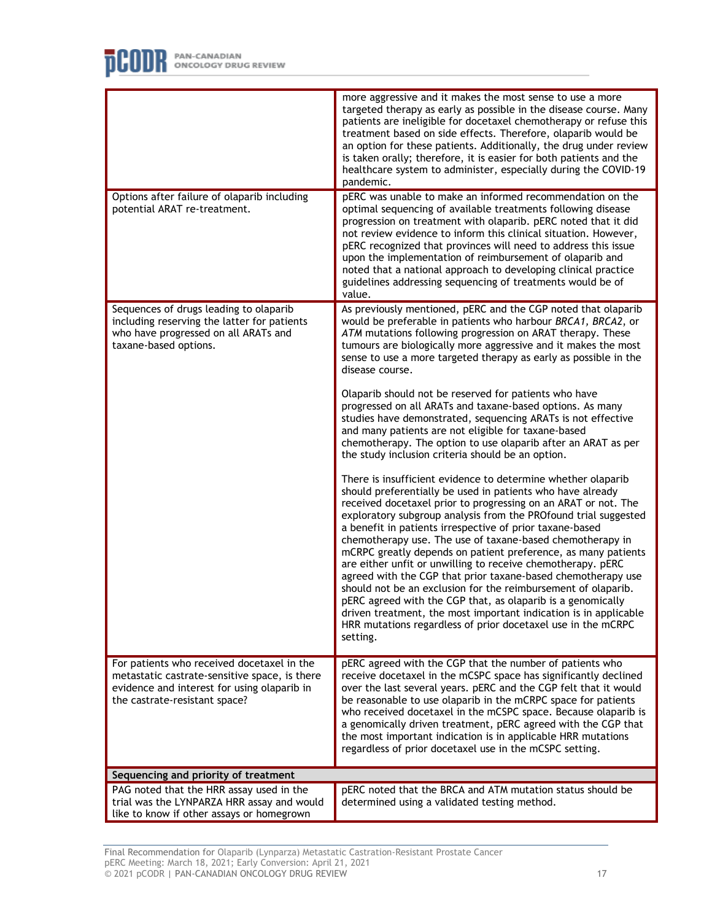| | |
|---|---|
| | more aggressive and it makes the most sense to use a more targeted therapy as early as possible in the disease course. Many patients are ineligible for docetaxel chemotherapy or refuse this treatment based on side effects. Therefore, olaparib would be an option for these patients. Additionally, the drug under review is taken orally; therefore, it is easier for both patients and the healthcare system to administer, especially during the COVID-19 pandemic. |
| Options after failure of olaparib including potential ARAT re-treatment. | pERC was unable to make an informed recommendation on the optimal sequencing of available treatments following disease progression on treatment with olaparib. pERC noted that it did not review evidence to inform this clinical situation. However, pERC recognized that provinces will need to address this issue upon the implementation of reimbursement of olaparib and noted that a national approach to developing clinical practice guidelines addressing sequencing of treatments would be of value. |
| Sequences of drugs leading to olaparib including reserving the latter for patients who have progressed on all ARATs and taxane-based options. | As previously mentioned, pERC and the CGP noted that olaparib would be preferable in patients who harbour *BRCA1, BRCA2*, or *ATM* mutations following progression on ARAT therapy. These tumours are biologically more aggressive and it makes the most sense to use a more targeted therapy as early as possible in the disease course.<br><br>Olaparib should not be reserved for patients who have progressed on all ARATs and taxane-based options. As many studies have demonstrated, sequencing ARATs is not effective and many patients are not eligible for taxane-based chemotherapy. The option to use olaparib after an ARAT as per the study inclusion criteria should be an option.<br><br>There is insufficient evidence to determine whether olaparib should preferentially be used in patients who have already received docetaxel prior to progressing on an ARAT or not. The exploratory subgroup analysis from the PROfound trial suggested a benefit in patients irrespective of prior taxane-based chemotherapy use. The use of taxane-based chemotherapy in mCRPC greatly depends on patient preference, as many patients are either unfit or unwilling to receive chemotherapy. pERC agreed with the CGP that prior taxane-based chemotherapy use should not be an exclusion for the reimbursement of olaparib. pERC agreed with the CGP that, as olaparib is a genomically driven treatment, the most important indication is in applicable HRR mutations regardless of prior docetaxel use in the mCRPC setting. |
| For patients who received docetaxel in the metastatic castrate-sensitive space, is there evidence and interest for using olaparib in the castrate-resistant space? | pERC agreed with the CGP that the number of patients who receive docetaxel in the mCSPC space has significantly declined over the last several years. pERC and the CGP felt that it would be reasonable to use olaparib in the mCRPC space for patients who received docetaxel in the mCSPC space. Because olaparib is a genomically driven treatment, pERC agreed with the CGP that the most important indication is in applicable HRR mutations regardless of prior docetaxel use in the mCSPC setting. |
| **Sequencing and priority of treatment** | |
| PAG noted that the HRR assay used in the trial was the LYNPARZA HRR assay and would like to know if other assays or homegrown | pERC noted that the BRCA and ATM mutation status should be determined using a validated testing method. |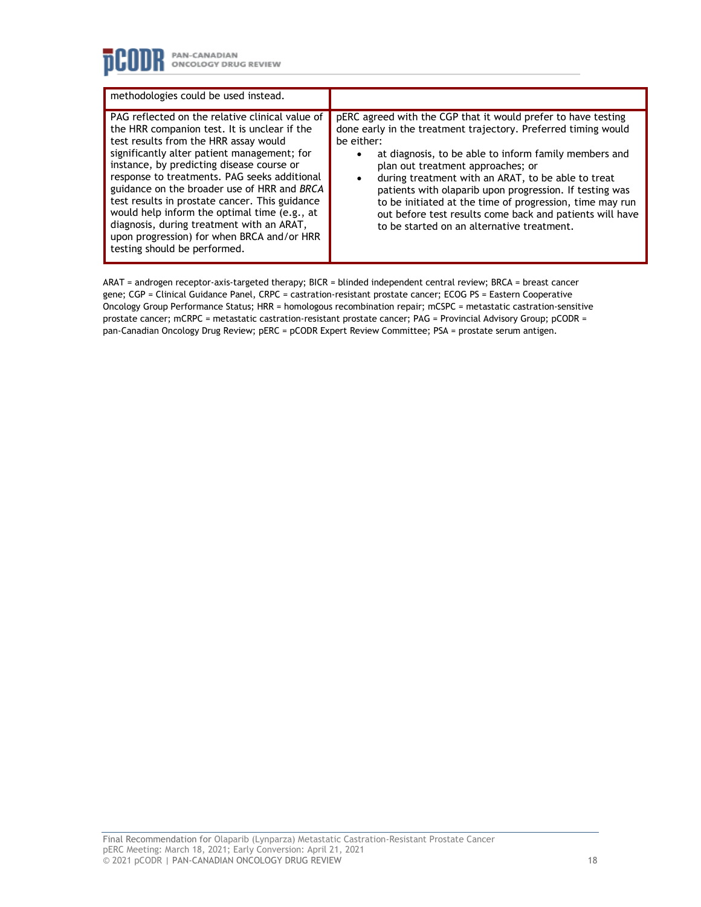| | |
|---|---|
| methodologies could be used instead. | |
| PAG reflected on the relative clinical value of the HRR companion test. It is unclear if the test results from the HRR assay would significantly alter patient management; for instance, by predicting disease course or response to treatments. PAG seeks additional guidance on the broader use of HRR and *BRCA* test results in prostate cancer. This guidance would help inform the optimal time (e.g., at diagnosis, during treatment with an ARAT, upon progression) for when BRCA and/or HRR testing should be performed. | pERC agreed with the CGP that it would prefer to have testing done early in the treatment trajectory. Preferred timing would be either: <br>• at diagnosis, to be able to inform family members and plan out treatment approaches; or <br>• during treatment with an ARAT, to be able to treat patients with olaparib upon progression. If testing was to be initiated at the time of progression, time may run out before test results come back and patients will have to be started on an alternative treatment. |

ARAT = androgen receptor-axis-targeted therapy; BICR = blinded independent central review; BRCA = breast cancer gene; CGP = Clinical Guidance Panel, CRPC = castration-resistant prostate cancer; ECOG PS = Eastern Cooperative Oncology Group Performance Status; HRR = homologous recombination repair; mCSPC = metastatic castration-sensitive prostate cancer; mCRPC = metastatic castration-resistant prostate cancer; PAG = Provincial Advisory Group; pCODR = pan-Canadian Oncology Drug Review; pERC = pCODR Expert Review Committee; PSA = prostate serum antigen.